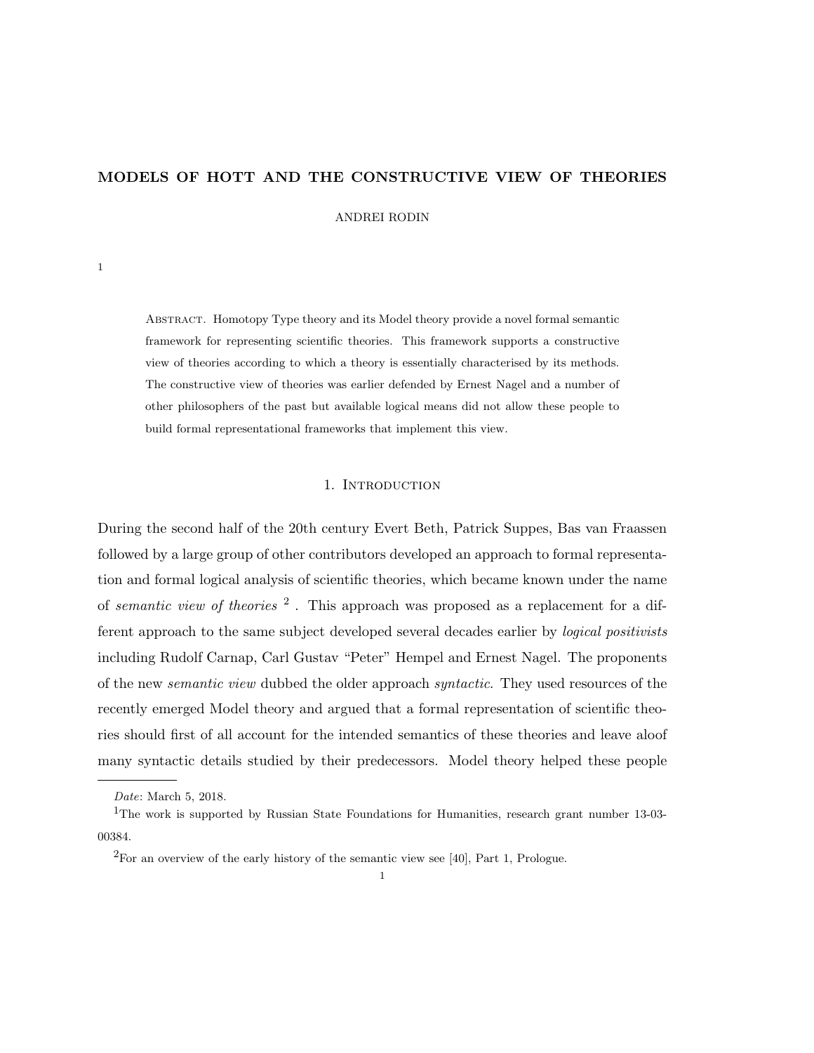# MODELS OF HOTT AND THE CONSTRUCTIVE VIEW OF THEORIES

ANDREI RODIN

[1]

Abstract. Homotopy Type theory and its Model theory provide a novel formal semantic framework for representing scientific theories. This framework supports a constructive view of theories according to which a theory is essentially characterised by its methods. The constructive view of theories was earlier defended by Ernest Nagel and a number of other philosophers of the past but available logical means did not allow these people to build formal representational frameworks that implement this view.

## 1. Introduction

During the second half of the 20th century Evert Beth, Patrick Suppes, Bas van Fraassen followed by a large group of other contributors developed an approach to formal representation and formal logical analysis of scientific theories, which became known under the name of *semantic view of theories* [2] . This approach was proposed as a replacement for a different approach to the same subject developed several decades earlier by *logical positivists* including Rudolf Carnap, Carl Gustav "Peter" Hempel and Ernest Nagel. The proponents of the new *semantic view* dubbed the older approach *syntactic*. They used resources of the recently emerged Model theory and argued that a formal representation of scientific theories should first of all account for the intended semantics of these theories and leave aloof many syntactic details studied by their predecessors. Model theory helped these people

---

*Date*: March 5, 2018.

[1]The work is supported by Russian State Foundations for Humanities, research grant number 13-03-00384.

[2]For an overview of the early history of the semantic view see [40], Part 1, Prologue.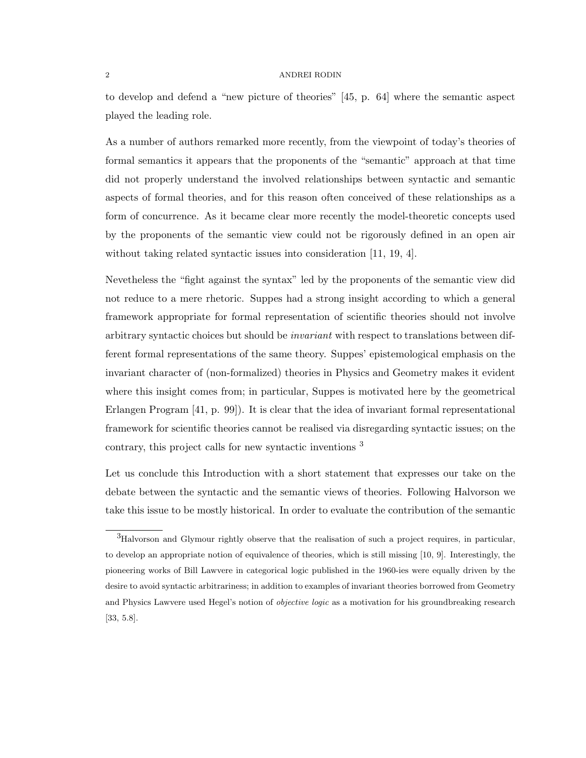to develop and defend a "new picture of theories" [45, p. 64] where the semantic aspect played the leading role.

As a number of authors remarked more recently, from the viewpoint of today's theories of formal semantics it appears that the proponents of the "semantic" approach at that time did not properly understand the involved relationships between syntactic and semantic aspects of formal theories, and for this reason often conceived of these relationships as a form of concurrence. As it became clear more recently the model-theoretic concepts used by the proponents of the semantic view could not be rigorously defined in an open air without taking related syntactic issues into consideration [11, 19, 4].

Nevetheless the "fight against the syntax" led by the proponents of the semantic view did not reduce to a mere rhetoric. Suppes had a strong insight according to which a general framework appropriate for formal representation of scientific theories should not involve arbitrary syntactic choices but should be *invariant* with respect to translations between different formal representations of the same theory. Suppes' epistemological emphasis on the invariant character of (non-formalized) theories in Physics and Geometry makes it evident where this insight comes from; in particular, Suppes is motivated here by the geometrical Erlangen Program [41, p. 99]). It is clear that the idea of invariant formal representational framework for scientific theories cannot be realised via disregarding syntactic issues; on the contrary, this project calls for new syntactic inventions [3]

Let us conclude this Introduction with a short statement that expresses our take on the debate between the syntactic and the semantic views of theories. Following Halvorson we take this issue to be mostly historical. In order to evaluate the contribution of the semantic

---

[3] Halvorson and Glymour rightly observe that the realisation of such a project requires, in particular, to develop an appropriate notion of equivalence of theories, which is still missing [10, 9]. Interestingly, the pioneering works of Bill Lawvere in categorical logic published in the 1960-ies were equally driven by the desire to avoid syntactic arbitrariness; in addition to examples of invariant theories borrowed from Geometry and Physics Lawvere used Hegel's notion of *objective logic* as a motivation for his groundbreaking research [33, 5.8].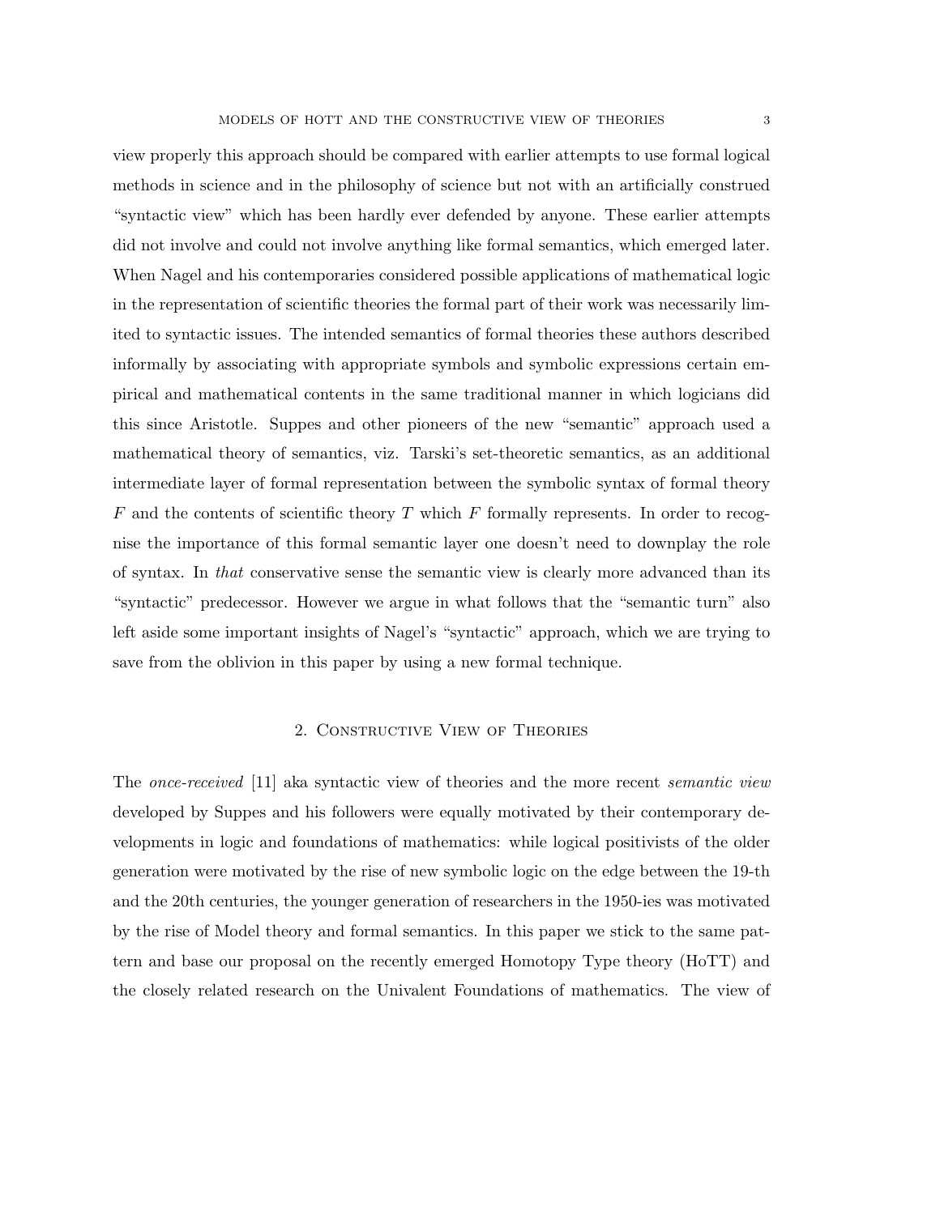view properly this approach should be compared with earlier attempts to use formal logical methods in science and in the philosophy of science but not with an artificially construed "syntactic view" which has been hardly ever defended by anyone. These earlier attempts did not involve and could not involve anything like formal semantics, which emerged later. When Nagel and his contemporaries considered possible applications of mathematical logic in the representation of scientific theories the formal part of their work was necessarily limited to syntactic issues. The intended semantics of formal theories these authors described informally by associating with appropriate symbols and symbolic expressions certain empirical and mathematical contents in the same traditional manner in which logicians did this since Aristotle. Suppes and other pioneers of the new "semantic" approach used a mathematical theory of semantics, viz. Tarski's set-theoretic semantics, as an additional intermediate layer of formal representation between the symbolic syntax of formal theory $F$ and the contents of scientific theory $T$ which $F$ formally represents. In order to recognise the importance of this formal semantic layer one doesn't need to downplay the role of syntax. In *that* conservative sense the semantic view is clearly more advanced than its "syntactic" predecessor. However we argue in what follows that the "semantic turn" also left aside some important insights of Nagel's "syntactic" approach, which we are trying to save from the oblivion in this paper by using a new formal technique.

## 2. Constructive View of Theories

The *once-received* [11] aka syntactic view of theories and the more recent *semantic view* developed by Suppes and his followers were equally motivated by their contemporary developments in logic and foundations of mathematics: while logical positivists of the older generation were motivated by the rise of new symbolic logic on the edge between the 19-th and the 20th centuries, the younger generation of researchers in the 1950-ies was motivated by the rise of Model theory and formal semantics. In this paper we stick to the same pattern and base our proposal on the recently emerged Homotopy Type theory (HoTT) and the closely related research on the Univalent Foundations of mathematics. The view of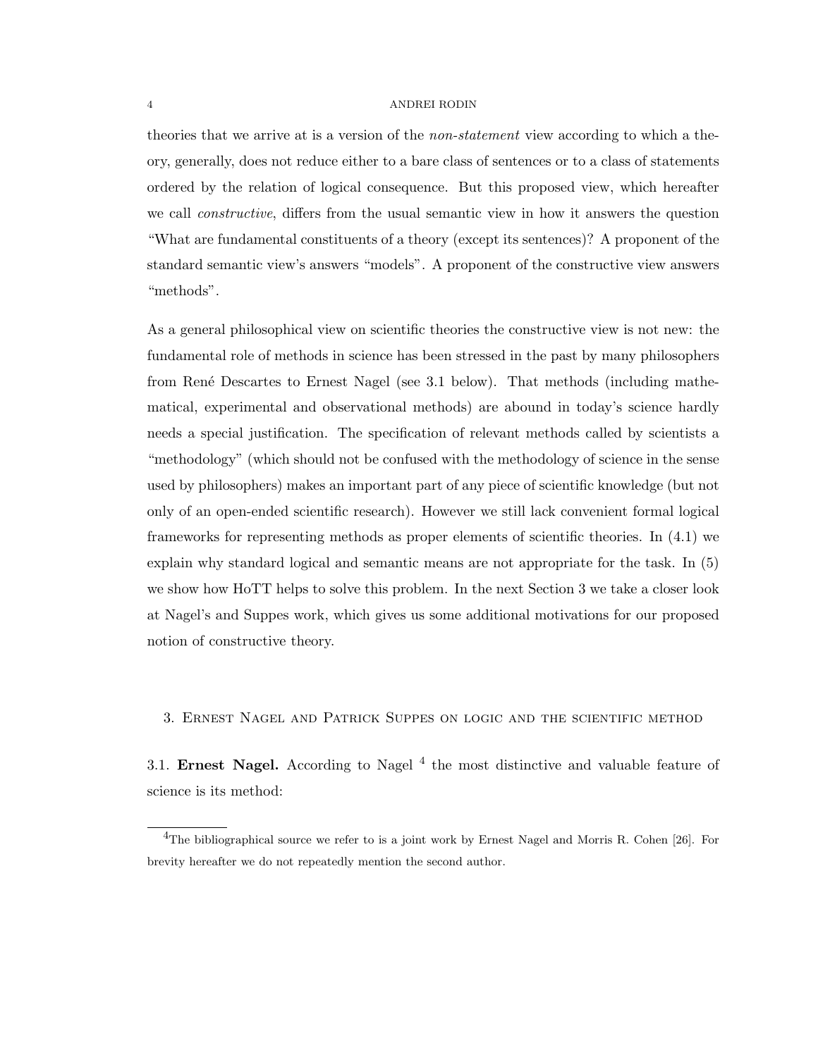theories that we arrive at is a version of the *non-statement* view according to which a theory, generally, does not reduce either to a bare class of sentences or to a class of statements ordered by the relation of logical consequence. But this proposed view, which hereafter we call *constructive*, differs from the usual semantic view in how it answers the question "What are fundamental constituents of a theory (except its sentences)? A proponent of the standard semantic view's answers "models". A proponent of the constructive view answers "methods".

As a general philosophical view on scientific theories the constructive view is not new: the fundamental role of methods in science has been stressed in the past by many philosophers from René Descartes to Ernest Nagel (see 3.1 below). That methods (including mathematical, experimental and observational methods) are abound in today's science hardly needs a special justification. The specification of relevant methods called by scientists a "methodology" (which should not be confused with the methodology of science in the sense used by philosophers) makes an important part of any piece of scientific knowledge (but not only of an open-ended scientific research). However we still lack convenient formal logical frameworks for representing methods as proper elements of scientific theories. In (4.1) we explain why standard logical and semantic means are not appropriate for the task. In (5) we show how HoTT helps to solve this problem. In the next Section 3 we take a closer look at Nagel's and Suppes work, which gives us some additional motivations for our proposed notion of constructive theory.

## 3. Ernest Nagel and Patrick Suppes on logic and the scientific method

3.1. **Ernest Nagel.** According to Nagel [4] the most distinctive and valuable feature of science is its method:

[4] The bibliographical source we refer to is a joint work by Ernest Nagel and Morris R. Cohen [26]. For brevity hereafter we do not repeatedly mention the second author.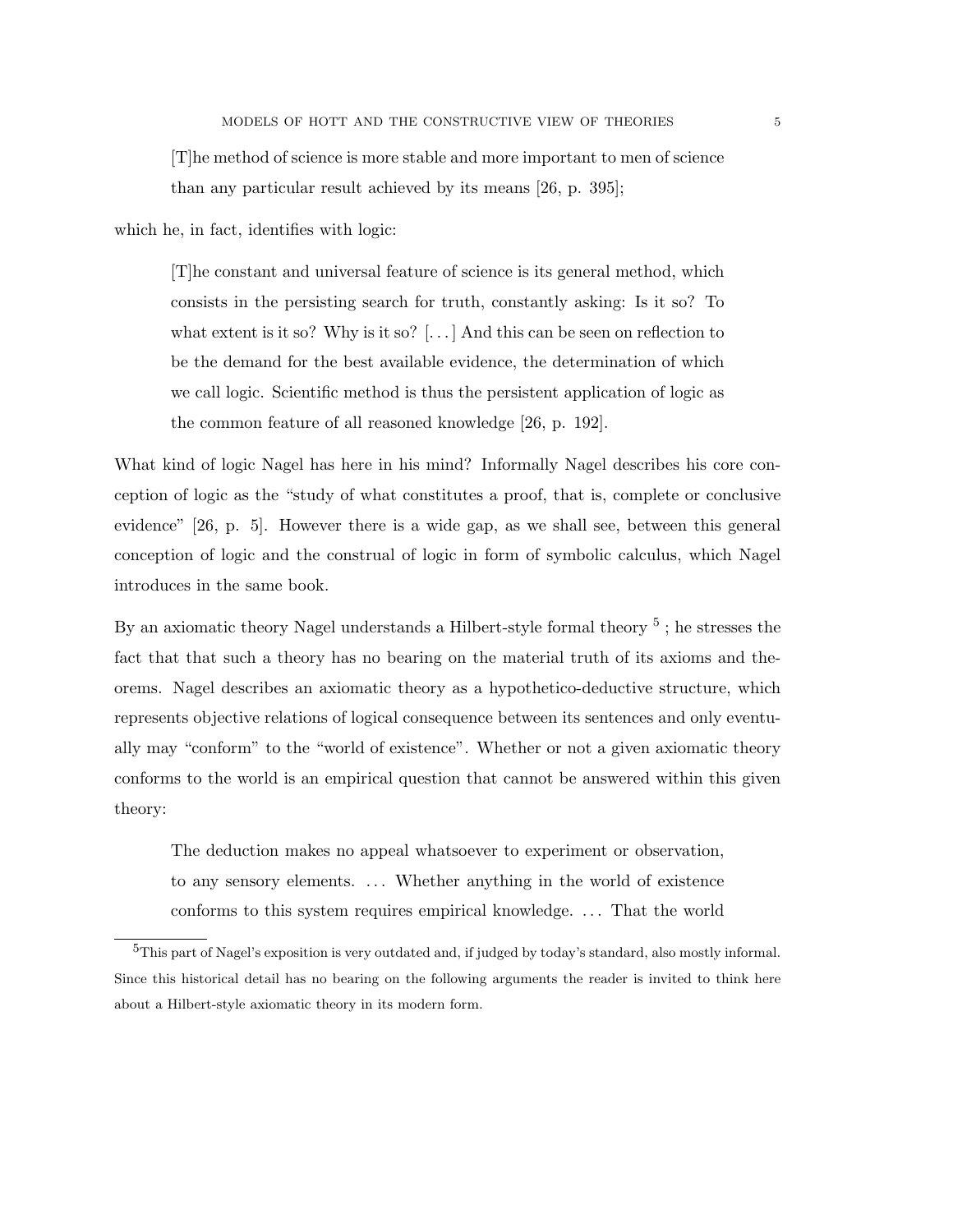> [T]he method of science is more stable and more important to men of science than any particular result achieved by its means [26, p. 395];

which he, in fact, identifies with logic:

> [T]he constant and universal feature of science is its general method, which consists in the persisting search for truth, constantly asking: Is it so? To what extent is it so? Why is it so? [...] And this can be seen on reflection to be the demand for the best available evidence, the determination of which we call logic. Scientific method is thus the persistent application of logic as the common feature of all reasoned knowledge [26, p. 192].

What kind of logic Nagel has here in his mind? Informally Nagel describes his core conception of logic as the "study of what constitutes a proof, that is, complete or conclusive evidence" [26, p. 5]. However there is a wide gap, as we shall see, between this general conception of logic and the construal of logic in form of symbolic calculus, which Nagel introduces in the same book.

By an axiomatic theory Nagel understands a Hilbert-style formal theory [5]; he stresses the fact that that such a theory has no bearing on the material truth of its axioms and theorems. Nagel describes an axiomatic theory as a hypothetico-deductive structure, which represents objective relations of logical consequence between its sentences and only eventually may "conform" to the "world of existence". Whether or not a given axiomatic theory conforms to the world is an empirical question that cannot be answered within this given theory:

> The deduction makes no appeal whatsoever to experiment or observation, to any sensory elements. ... Whether anything in the world of existence conforms to this system requires empirical knowledge. ... That the world

[5] This part of Nagel's exposition is very outdated and, if judged by today's standard, also mostly informal. Since this historical detail has no bearing on the following arguments the reader is invited to think here about a Hilbert-style axiomatic theory in its modern form.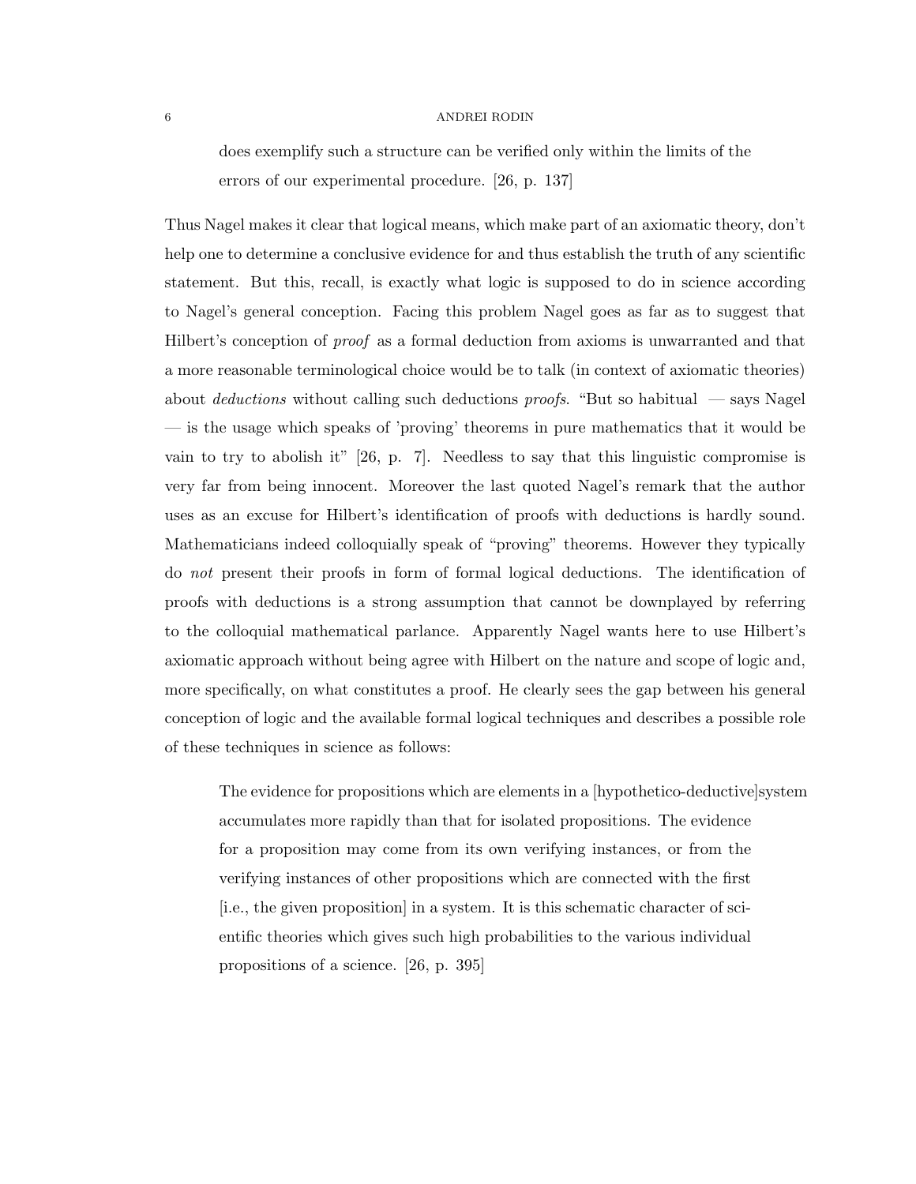> does exemplify such a structure can be verified only within the limits of the errors of our experimental procedure. [26, p. 137]

Thus Nagel makes it clear that logical means, which make part of an axiomatic theory, don't help one to determine a conclusive evidence for and thus establish the truth of any scientific statement. But this, recall, is exactly what logic is supposed to do in science according to Nagel's general conception. Facing this problem Nagel goes as far as to suggest that Hilbert's conception of *proof* as a formal deduction from axioms is unwarranted and that a more reasonable terminological choice would be to talk (in context of axiomatic theories) about *deductions* without calling such deductions *proofs*. "But so habitual — says Nagel — is the usage which speaks of 'proving' theorems in pure mathematics that it would be vain to try to abolish it" [26, p. 7]. Needless to say that this linguistic compromise is very far from being innocent. Moreover the last quoted Nagel's remark that the author uses as an excuse for Hilbert's identification of proofs with deductions is hardly sound. Mathematicians indeed colloquially speak of "proving" theorems. However they typically do *not* present their proofs in form of formal logical deductions. The identification of proofs with deductions is a strong assumption that cannot be downplayed by referring to the colloquial mathematical parlance. Apparently Nagel wants here to use Hilbert's axiomatic approach without being agree with Hilbert on the nature and scope of logic and, more specifically, on what constitutes a proof. He clearly sees the gap between his general conception of logic and the available formal logical techniques and describes a possible role of these techniques in science as follows:

> The evidence for propositions which are elements in a [hypothetico-deductive]system accumulates more rapidly than that for isolated propositions. The evidence for a proposition may come from its own verifying instances, or from the verifying instances of other propositions which are connected with the first [i.e., the given proposition] in a system. It is this schematic character of scientific theories which gives such high probabilities to the various individual propositions of a science. [26, p. 395]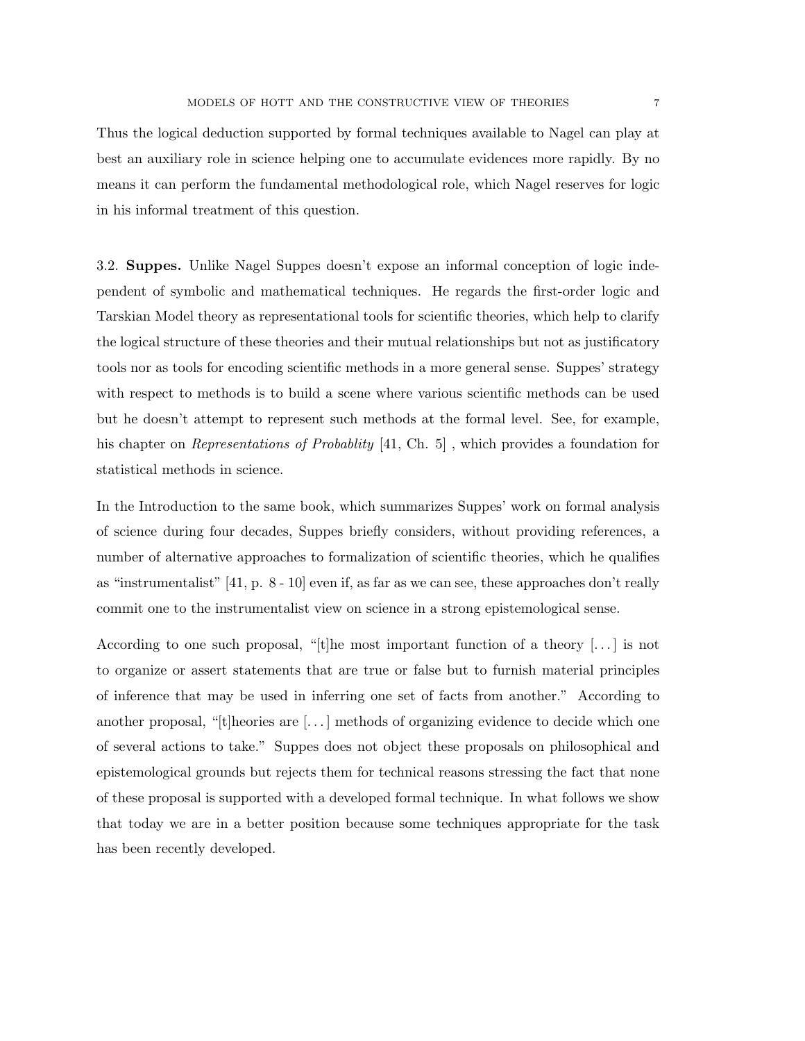Thus the logical deduction supported by formal techniques available to Nagel can play at best an auxiliary role in science helping one to accumulate evidences more rapidly. By no means it can perform the fundamental methodological role, which Nagel reserves for logic in his informal treatment of this question.

### 3.2. Suppes.

Unlike Nagel Suppes doesn't expose an informal conception of logic independent of symbolic and mathematical techniques. He regards the first-order logic and Tarskian Model theory as representational tools for scientific theories, which help to clarify the logical structure of these theories and their mutual relationships but not as justificatory tools nor as tools for encoding scientific methods in a more general sense. Suppes' strategy with respect to methods is to build a scene where various scientific methods can be used but he doesn't attempt to represent such methods at the formal level. See, for example, his chapter on *Representations of Probablity* [41, Ch. 5] , which provides a foundation for statistical methods in science.

In the Introduction to the same book, which summarizes Suppes' work on formal analysis of science during four decades, Suppes briefly considers, without providing references, a number of alternative approaches to formalization of scientific theories, which he qualifies as "instrumentalist" [41, p. 8 - 10] even if, as far as we can see, these approaches don't really commit one to the instrumentalist view on science in a strong epistemological sense.

According to one such proposal, "[t]he most important function of a theory [. . . ] is not to organize or assert statements that are true or false but to furnish material principles of inference that may be used in inferring one set of facts from another." According to another proposal, "[t]heories are [. . . ] methods of organizing evidence to decide which one of several actions to take." Suppes does not object these proposals on philosophical and epistemological grounds but rejects them for technical reasons stressing the fact that none of these proposal is supported with a developed formal technique. In what follows we show that today we are in a better position because some techniques appropriate for the task has been recently developed.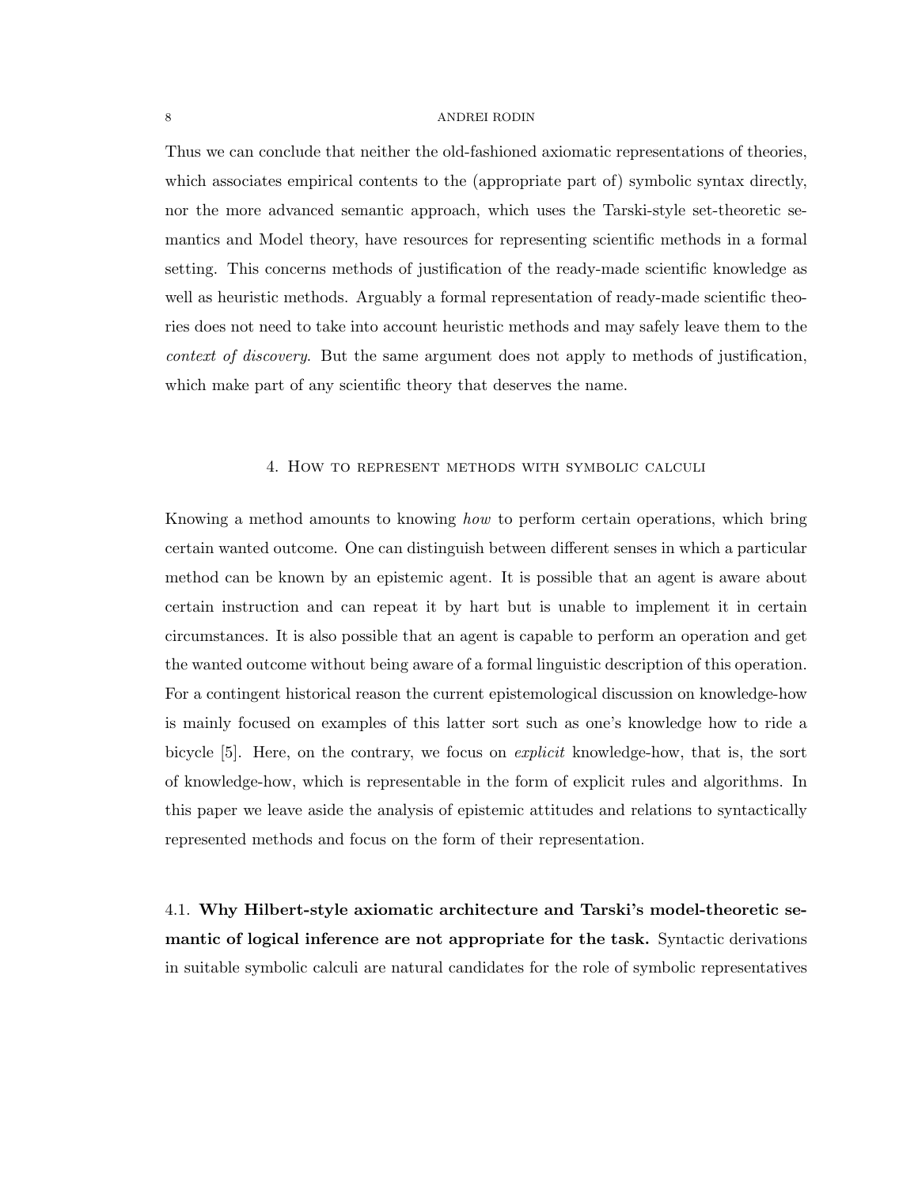Thus we can conclude that neither the old-fashioned axiomatic representations of theories, which associates empirical contents to the (appropriate part of) symbolic syntax directly, nor the more advanced semantic approach, which uses the Tarski-style set-theoretic semantics and Model theory, have resources for representing scientific methods in a formal setting. This concerns methods of justification of the ready-made scientific knowledge as well as heuristic methods. Arguably a formal representation of ready-made scientific theories does not need to take into account heuristic methods and may safely leave them to the *context of discovery*. But the same argument does not apply to methods of justification, which make part of any scientific theory that deserves the name.

## 4. How to represent methods with symbolic calculi

Knowing a method amounts to knowing *how* to perform certain operations, which bring certain wanted outcome. One can distinguish between different senses in which a particular method can be known by an epistemic agent. It is possible that an agent is aware about certain instruction and can repeat it by hart but is unable to implement it in certain circumstances. It is also possible that an agent is capable to perform an operation and get the wanted outcome without being aware of a formal linguistic description of this operation. For a contingent historical reason the current epistemological discussion on knowledge-how is mainly focused on examples of this latter sort such as one's knowledge how to ride a bicycle [5]. Here, on the contrary, we focus on *explicit* knowledge-how, that is, the sort of knowledge-how, which is representable in the form of explicit rules and algorithms. In this paper we leave aside the analysis of epistemic attitudes and relations to syntactically represented methods and focus on the form of their representation.

### 4.1. Why Hilbert-style axiomatic architecture and Tarski's model-theoretic semantic of logical inference are not appropriate for the task.

Syntactic derivations in suitable symbolic calculi are natural candidates for the role of symbolic representatives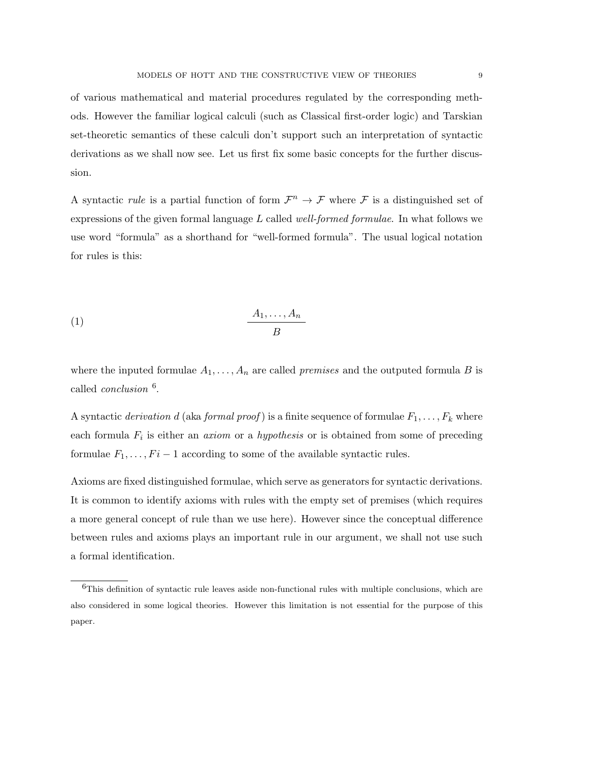of various mathematical and material procedures regulated by the corresponding methods. However the familiar logical calculi (such as Classical first-order logic) and Tarskian set-theoretic semantics of these calculi don't support such an interpretation of syntactic derivations as we shall now see. Let us first fix some basic concepts for the further discussion.

A syntactic *rule* is a partial function of form $\mathcal{F}^n \to \mathcal{F}$ where $\mathcal{F}$ is a distinguished set of expressions of the given formal language $L$ called *well-formed formulae*. In what follows we use word "formula" as a shorthand for "well-formed formula". The usual logical notation for rules is this:

$$\frac{A_1, \ldots, A_n}{B} \tag{1}$$

where the inputed formulae $A_1, \ldots, A_n$ are called *premises* and the outputed formula $B$ is called *conclusion* [6].

A syntactic *derivation* $d$ (aka *formal proof*) is a finite sequence of formulae $F_1, \ldots, F_k$ where each formula $F_i$ is either an *axiom* or a *hypothesis* or is obtained from some of preceding formulae $F_1, \ldots, Fi - 1$ according to some of the available syntactic rules.

Axioms are fixed distinguished formulae, which serve as generators for syntactic derivations. It is common to identify axioms with rules with the empty set of premises (which requires a more general concept of rule than we use here). However since the conceptual difference between rules and axioms plays an important rule in our argument, we shall not use such a formal identification.

[6]This definition of syntactic rule leaves aside non-functional rules with multiple conclusions, which are also considered in some logical theories. However this limitation is not essential for the purpose of this paper.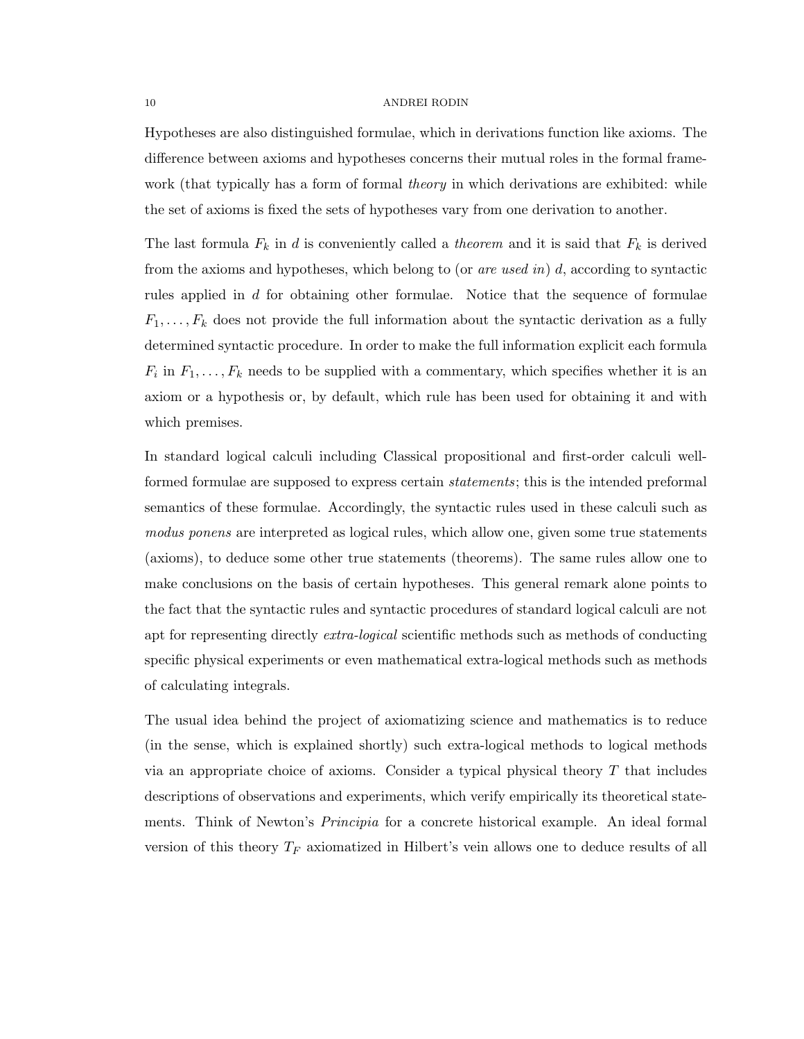Hypotheses are also distinguished formulae, which in derivations function like axioms. The difference between axioms and hypotheses concerns their mutual roles in the formal framework (that typically has a form of formal *theory* in which derivations are exhibited: while the set of axioms is fixed the sets of hypotheses vary from one derivation to another.

The last formula $F_k$ in $d$ is conveniently called a *theorem* and it is said that $F_k$ is derived from the axioms and hypotheses, which belong to (or *are used in*) $d$, according to syntactic rules applied in $d$ for obtaining other formulae. Notice that the sequence of formulae $F_1, \ldots, F_k$ does not provide the full information about the syntactic derivation as a fully determined syntactic procedure. In order to make the full information explicit each formula $F_i$ in $F_1, \ldots, F_k$ needs to be supplied with a commentary, which specifies whether it is an axiom or a hypothesis or, by default, which rule has been used for obtaining it and with which premises.

In standard logical calculi including Classical propositional and first-order calculi well-formed formulae are supposed to express certain *statements*; this is the intended preformal semantics of these formulae. Accordingly, the syntactic rules used in these calculi such as *modus ponens* are interpreted as logical rules, which allow one, given some true statements (axioms), to deduce some other true statements (theorems). The same rules allow one to make conclusions on the basis of certain hypotheses. This general remark alone points to the fact that the syntactic rules and syntactic procedures of standard logical calculi are not apt for representing directly *extra-logical* scientific methods such as methods of conducting specific physical experiments or even mathematical extra-logical methods such as methods of calculating integrals.

The usual idea behind the project of axiomatizing science and mathematics is to reduce (in the sense, which is explained shortly) such extra-logical methods to logical methods via an appropriate choice of axioms. Consider a typical physical theory $T$ that includes descriptions of observations and experiments, which verify empirically its theoretical statements. Think of Newton's *Principia* for a concrete historical example. An ideal formal version of this theory $T_F$ axiomatized in Hilbert's vein allows one to deduce results of all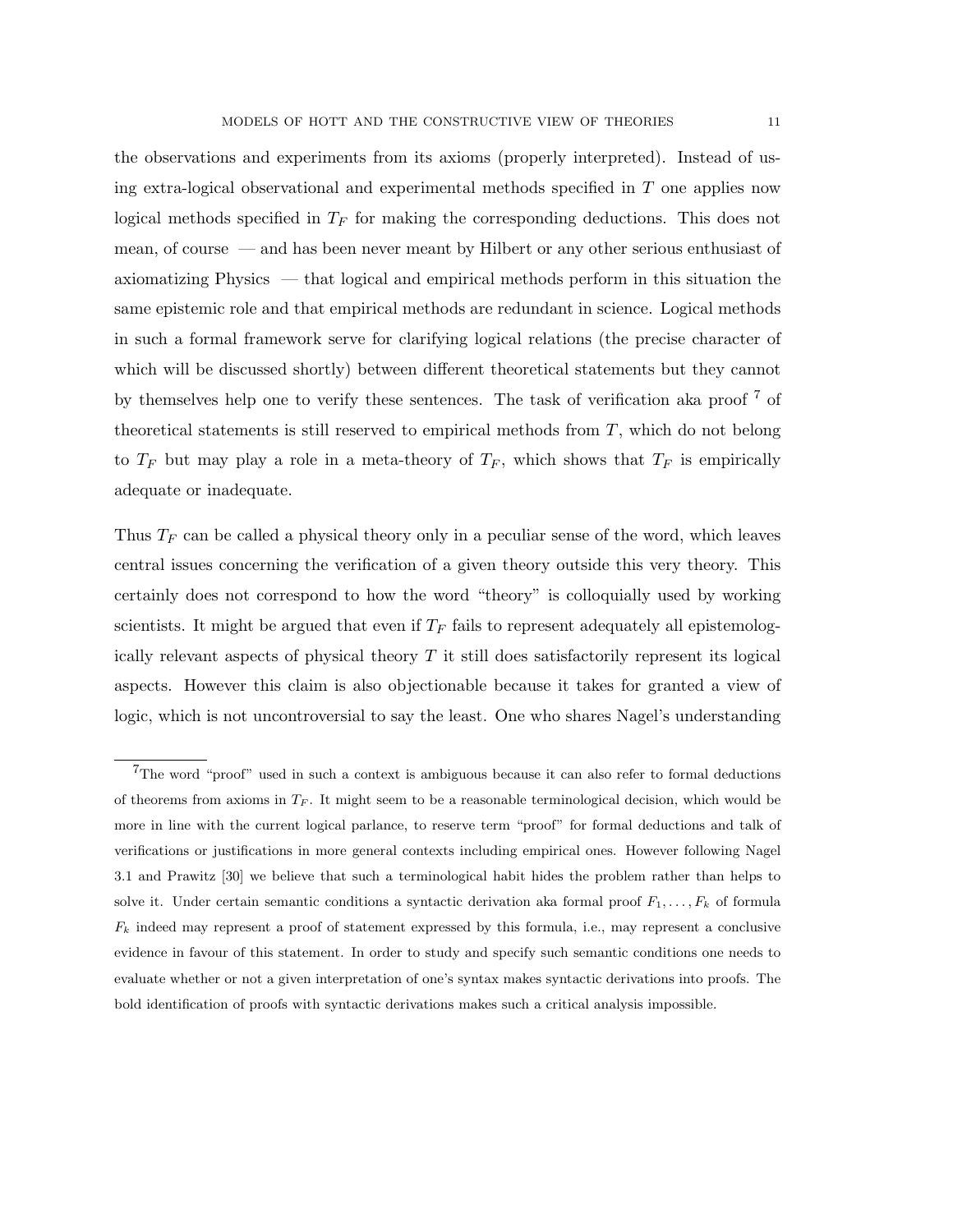the observations and experiments from its axioms (properly interpreted). Instead of using extra-logical observational and experimental methods specified in $T$ one applies now logical methods specified in $T_F$ for making the corresponding deductions. This does not mean, of course — and has been never meant by Hilbert or any other serious enthusiast of axiomatizing Physics — that logical and empirical methods perform in this situation the same epistemic role and that empirical methods are redundant in science. Logical methods in such a formal framework serve for clarifying logical relations (the precise character of which will be discussed shortly) between different theoretical statements but they cannot by themselves help one to verify these sentences. The task of verification aka proof [7] of theoretical statements is still reserved to empirical methods from $T$, which do not belong to $T_F$ but may play a role in a meta-theory of $T_F$, which shows that $T_F$ is empirically adequate or inadequate.

Thus $T_F$ can be called a physical theory only in a peculiar sense of the word, which leaves central issues concerning the verification of a given theory outside this very theory. This certainly does not correspond to how the word "theory" is colloquially used by working scientists. It might be argued that even if $T_F$ fails to represent adequately all epistemologically relevant aspects of physical theory $T$ it still does satisfactorily represent its logical aspects. However this claim is also objectionable because it takes for granted a view of logic, which is not uncontroversial to say the least. One who shares Nagel's understanding

[7] The word "proof" used in such a context is ambiguous because it can also refer to formal deductions of theorems from axioms in $T_F$. It might seem to be a reasonable terminological decision, which would be more in line with the current logical parlance, to reserve term "proof" for formal deductions and talk of verifications or justifications in more general contexts including empirical ones. However following Nagel 3.1 and Prawitz [30] we believe that such a terminological habit hides the problem rather than helps to solve it. Under certain semantic conditions a syntactic derivation aka formal proof $F_1, \dots, F_k$ of formula $F_k$ indeed may represent a proof of statement expressed by this formula, i.e., may represent a conclusive evidence in favour of this statement. In order to study and specify such semantic conditions one needs to evaluate whether or not a given interpretation of one's syntax makes syntactic derivations into proofs. The bold identification of proofs with syntactic derivations makes such a critical analysis impossible.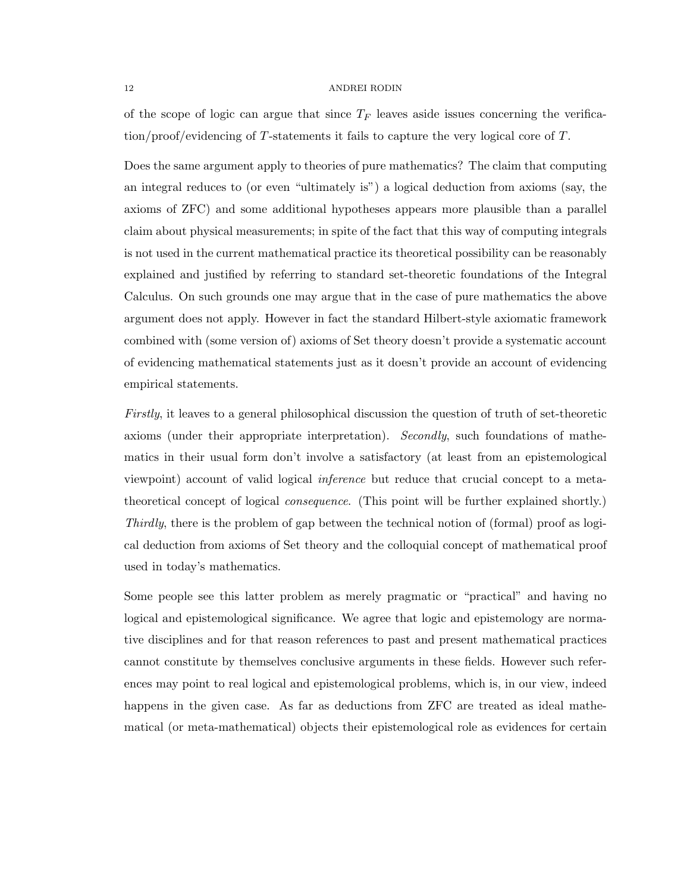of the scope of logic can argue that since $T_F$ leaves aside issues concerning the verification/proof/evidencing of $T$-statements it fails to capture the very logical core of $T$.

Does the same argument apply to theories of pure mathematics? The claim that computing an integral reduces to (or even "ultimately is") a logical deduction from axioms (say, the axioms of ZFC) and some additional hypotheses appears more plausible than a parallel claim about physical measurements; in spite of the fact that this way of computing integrals is not used in the current mathematical practice its theoretical possibility can be reasonably explained and justified by referring to standard set-theoretic foundations of the Integral Calculus. On such grounds one may argue that in the case of pure mathematics the above argument does not apply. However in fact the standard Hilbert-style axiomatic framework combined with (some version of) axioms of Set theory doesn't provide a systematic account of evidencing mathematical statements just as it doesn't provide an account of evidencing empirical statements.

*Firstly*, it leaves to a general philosophical discussion the question of truth of set-theoretic axioms (under their appropriate interpretation). *Secondly*, such foundations of mathematics in their usual form don't involve a satisfactory (at least from an epistemological viewpoint) account of valid logical *inference* but reduce that crucial concept to a meta-theoretical concept of logical *consequence*. (This point will be further explained shortly.) *Thirdly*, there is the problem of gap between the technical notion of (formal) proof as logical deduction from axioms of Set theory and the colloquial concept of mathematical proof used in today's mathematics.

Some people see this latter problem as merely pragmatic or "practical" and having no logical and epistemological significance. We agree that logic and epistemology are normative disciplines and for that reason references to past and present mathematical practices cannot constitute by themselves conclusive arguments in these fields. However such references may point to real logical and epistemological problems, which is, in our view, indeed happens in the given case. As far as deductions from ZFC are treated as ideal mathematical (or meta-mathematical) objects their epistemological role as evidences for certain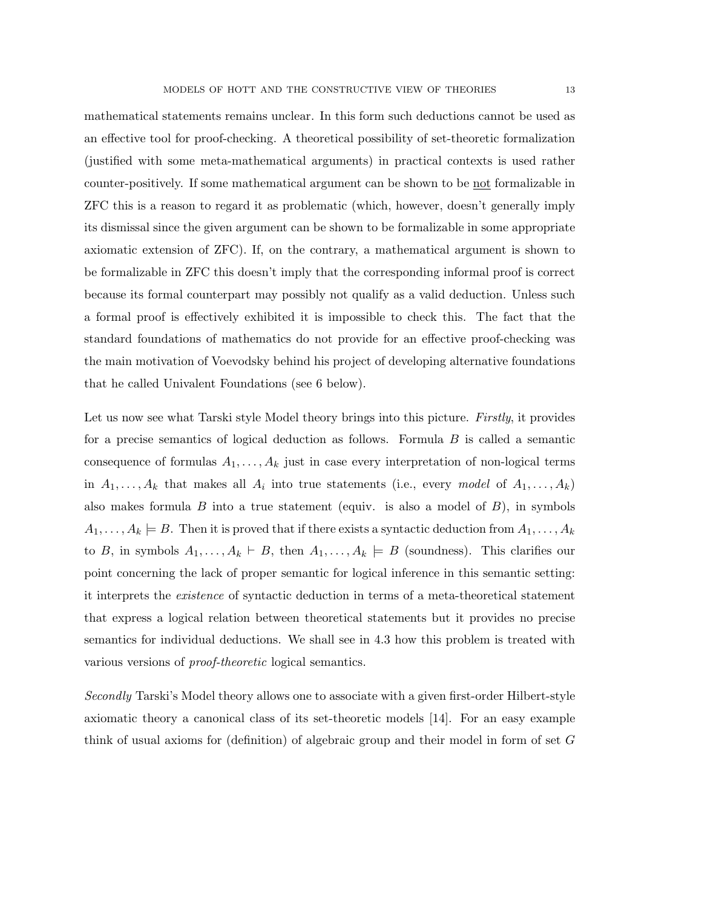mathematical statements remains unclear. In this form such deductions cannot be used as an effective tool for proof-checking. A theoretical possibility of set-theoretic formalization (justified with some meta-mathematical arguments) in practical contexts is used rather counter-positively. If some mathematical argument can be shown to be <u>not</u> formalizable in ZFC this is a reason to regard it as problematic (which, however, doesn't generally imply its dismissal since the given argument can be shown to be formalizable in some appropriate axiomatic extension of ZFC). If, on the contrary, a mathematical argument is shown to be formalizable in ZFC this doesn't imply that the corresponding informal proof is correct because its formal counterpart may possibly not qualify as a valid deduction. Unless such a formal proof is effectively exhibited it is impossible to check this. The fact that the standard foundations of mathematics do not provide for an effective proof-checking was the main motivation of Voevodsky behind his project of developing alternative foundations that he called Univalent Foundations (see 6 below).

Let us now see what Tarski style Model theory brings into this picture. *Firstly*, it provides for a precise semantics of logical deduction as follows. Formula $B$ is called a semantic consequence of formulas $A_1, \ldots, A_k$ just in case every interpretation of non-logical terms in $A_1, \ldots, A_k$ that makes all $A_i$ into true statements (i.e., every *model* of $A_1, \ldots, A_k$) also makes formula $B$ into a true statement (equiv. is also a model of $B$), in symbols $A_1, \ldots, A_k \models B$. Then it is proved that if there exists a syntactic deduction from $A_1, \ldots, A_k$ to $B$, in symbols $A_1, \ldots, A_k \vdash B$, then $A_1, \ldots, A_k \models B$ (soundness). This clarifies our point concerning the lack of proper semantic for logical inference in this semantic setting: it interprets the *existence* of syntactic deduction in terms of a meta-theoretical statement that express a logical relation between theoretical statements but it provides no precise semantics for individual deductions. We shall see in 4.3 how this problem is treated with various versions of *proof-theoretic* logical semantics.

*Secondly* Tarski's Model theory allows one to associate with a given first-order Hilbert-style axiomatic theory a canonical class of its set-theoretic models [14]. For an easy example think of usual axioms for (definition) of algebraic group and their model in form of set $G$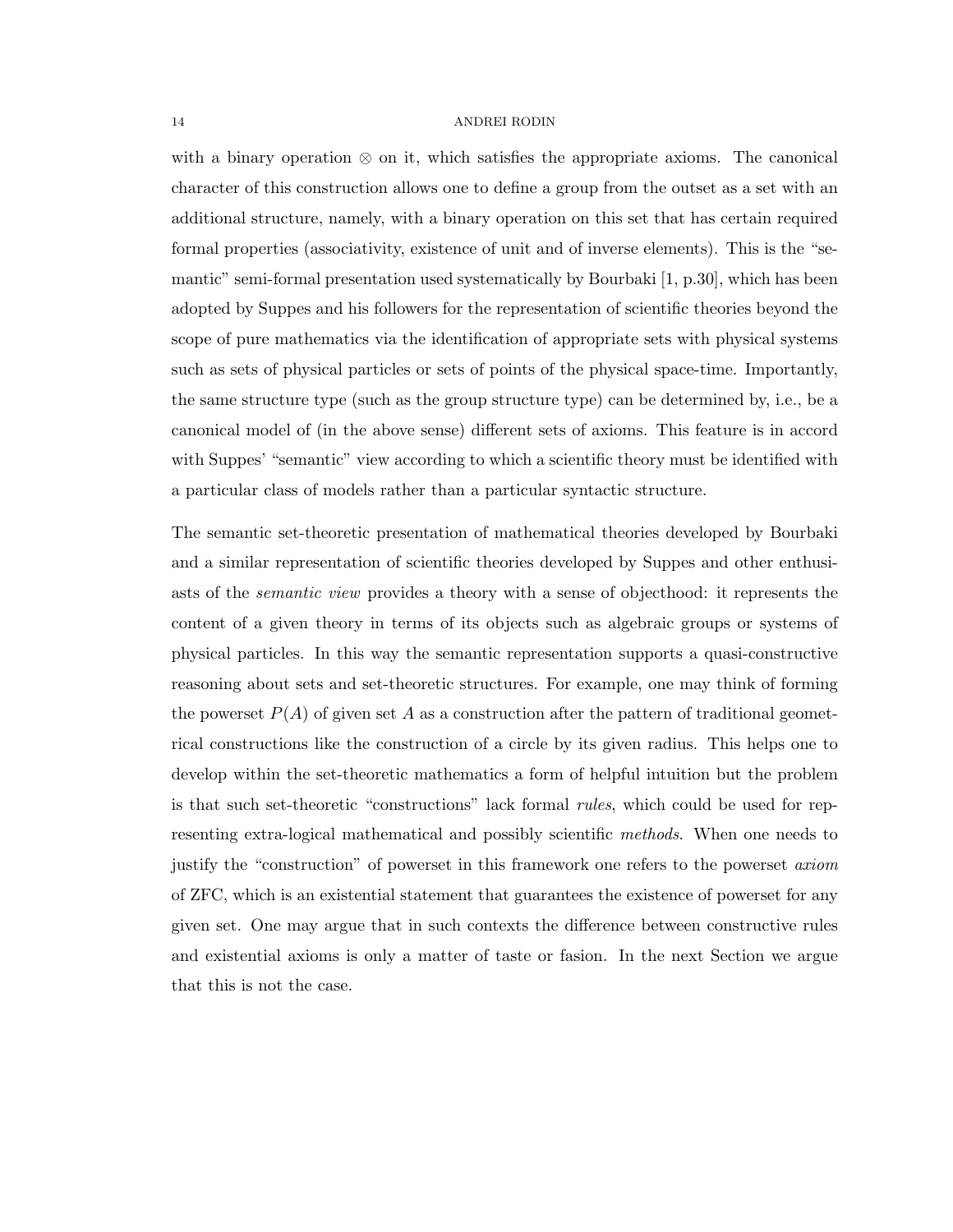with a binary operation $\otimes$ on it, which satisfies the appropriate axioms. The canonical character of this construction allows one to define a group from the outset as a set with an additional structure, namely, with a binary operation on this set that has certain required formal properties (associativity, existence of unit and of inverse elements). This is the "semantic" semi-formal presentation used systematically by Bourbaki [1, p.30], which has been adopted by Suppes and his followers for the representation of scientific theories beyond the scope of pure mathematics via the identification of appropriate sets with physical systems such as sets of physical particles or sets of points of the physical space-time. Importantly, the same structure type (such as the group structure type) can be determined by, i.e., be a canonical model of (in the above sense) different sets of axioms. This feature is in accord with Suppes' "semantic" view according to which a scientific theory must be identified with a particular class of models rather than a particular syntactic structure.

The semantic set-theoretic presentation of mathematical theories developed by Bourbaki and a similar representation of scientific theories developed by Suppes and other enthusiasts of the *semantic view* provides a theory with a sense of objecthood: it represents the content of a given theory in terms of its objects such as algebraic groups or systems of physical particles. In this way the semantic representation supports a quasi-constructive reasoning about sets and set-theoretic structures. For example, one may think of forming the powerset $P(A)$ of given set $A$ as a construction after the pattern of traditional geometrical constructions like the construction of a circle by its given radius. This helps one to develop within the set-theoretic mathematics a form of helpful intuition but the problem is that such set-theoretic "constructions" lack formal *rules*, which could be used for representing extra-logical mathematical and possibly scientific *methods*. When one needs to justify the "construction" of powerset in this framework one refers to the powerset *axiom* of ZFC, which is an existential statement that guarantees the existence of powerset for any given set. One may argue that in such contexts the difference between constructive rules and existential axioms is only a matter of taste or fasion. In the next Section we argue that this is not the case.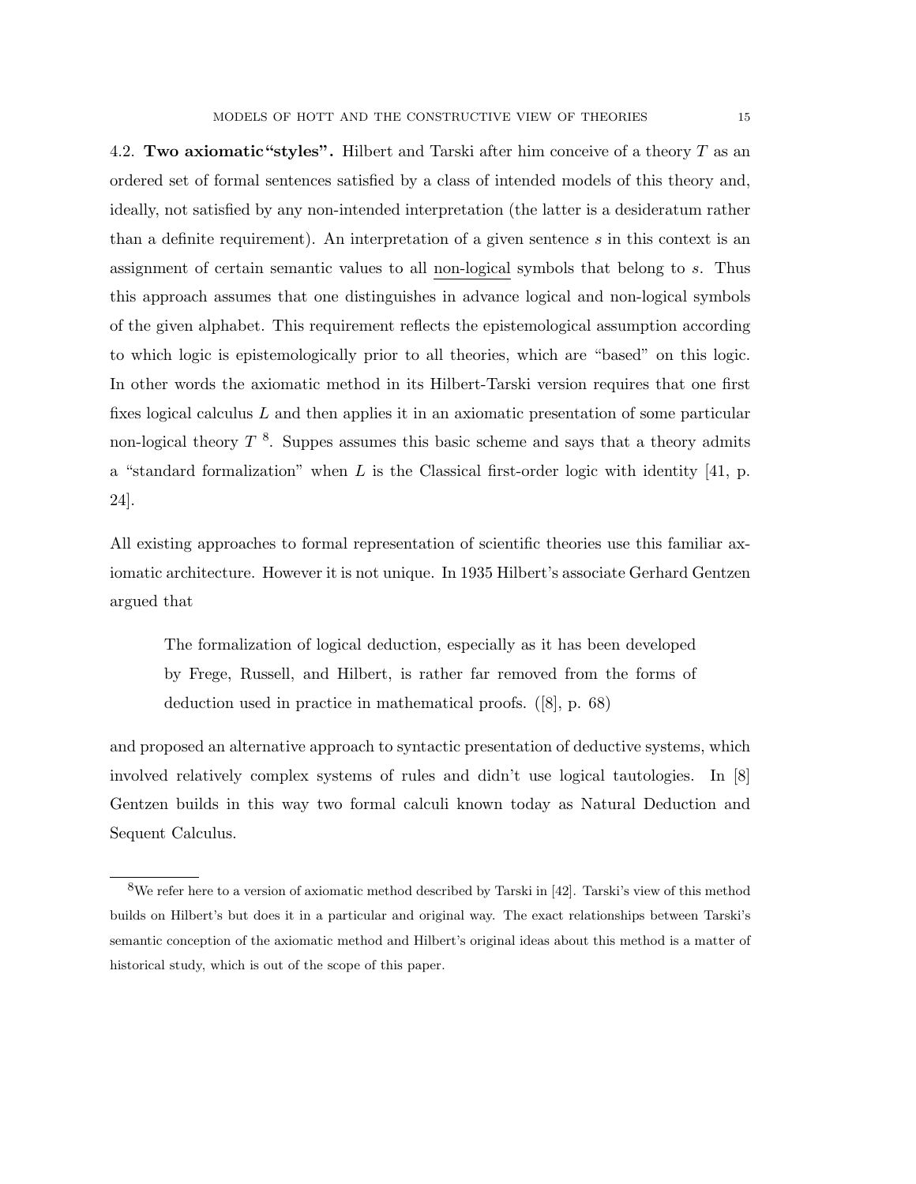4.2. **Two axiomatic"styles".** Hilbert and Tarski after him conceive of a theory $T$ as an ordered set of formal sentences satisfied by a class of intended models of this theory and, ideally, not satisfied by any non-intended interpretation (the latter is a desideratum rather than a definite requirement). An interpretation of a given sentence $s$ in this context is an assignment of certain semantic values to all non-logical symbols that belong to $s$. Thus this approach assumes that one distinguishes in advance logical and non-logical symbols of the given alphabet. This requirement reflects the epistemological assumption according to which logic is epistemologically prior to all theories, which are "based" on this logic. In other words the axiomatic method in its Hilbert-Tarski version requires that one first fixes logical calculus $L$ and then applies it in an axiomatic presentation of some particular non-logical theory $T$ [8]. Suppes assumes this basic scheme and says that a theory admits a "standard formalization" when $L$ is the Classical first-order logic with identity [41, p. 24].

All existing approaches to formal representation of scientific theories use this familiar axiomatic architecture. However it is not unique. In 1935 Hilbert's associate Gerhard Gentzen argued that

> The formalization of logical deduction, especially as it has been developed by Frege, Russell, and Hilbert, is rather far removed from the forms of deduction used in practice in mathematical proofs. ([8], p. 68)

and proposed an alternative approach to syntactic presentation of deductive systems, which involved relatively complex systems of rules and didn't use logical tautologies. In [8] Gentzen builds in this way two formal calculi known today as Natural Deduction and Sequent Calculus.

[8] We refer here to a version of axiomatic method described by Tarski in [42]. Tarski's view of this method builds on Hilbert's but does it in a particular and original way. The exact relationships between Tarski's semantic conception of the axiomatic method and Hilbert's original ideas about this method is a matter of historical study, which is out of the scope of this paper.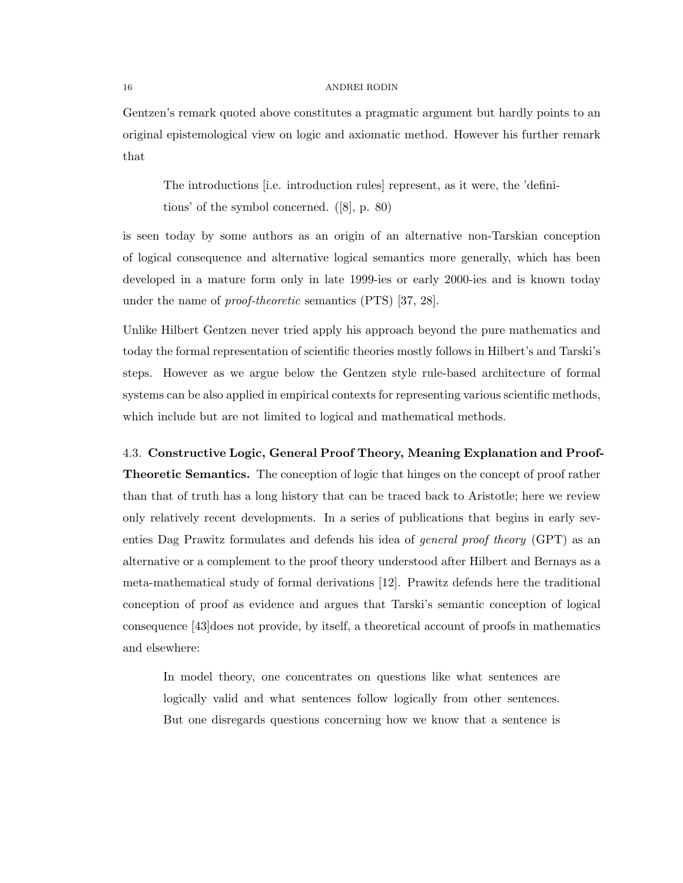Gentzen's remark quoted above constitutes a pragmatic argument but hardly points to an original epistemological view on logic and axiomatic method. However his further remark that

> The introductions [i.e. introduction rules] represent, as it were, the 'definitions' of the symbol concerned. ([8], p. 80)

is seen today by some authors as an origin of an alternative non-Tarskian conception of logical consequence and alternative logical semantics more generally, which has been developed in a mature form only in late 1999-ies or early 2000-ies and is known today under the name of *proof-theoretic* semantics (PTS) [37, 28].

Unlike Hilbert Gentzen never tried apply his approach beyond the pure mathematics and today the formal representation of scientific theories mostly follows in Hilbert's and Tarski's steps. However as we argue below the Gentzen style rule-based architecture of formal systems can be also applied in empirical contexts for representing various scientific methods, which include but are not limited to logical and mathematical methods.

4.3. **Constructive Logic, General Proof Theory, Meaning Explanation and Proof-Theoretic Semantics.** The conception of logic that hinges on the concept of proof rather than that of truth has a long history that can be traced back to Aristotle; here we review only relatively recent developments. In a series of publications that begins in early seventies Dag Prawitz formulates and defends his idea of *general proof theory* (GPT) as an alternative or a complement to the proof theory understood after Hilbert and Bernays as a meta-mathematical study of formal derivations [12]. Prawitz defends here the traditional conception of proof as evidence and argues that Tarski's semantic conception of logical consequence [43]does not provide, by itself, a theoretical account of proofs in mathematics and elsewhere:

> In model theory, one concentrates on questions like what sentences are logically valid and what sentences follow logically from other sentences. But one disregards questions concerning how we know that a sentence is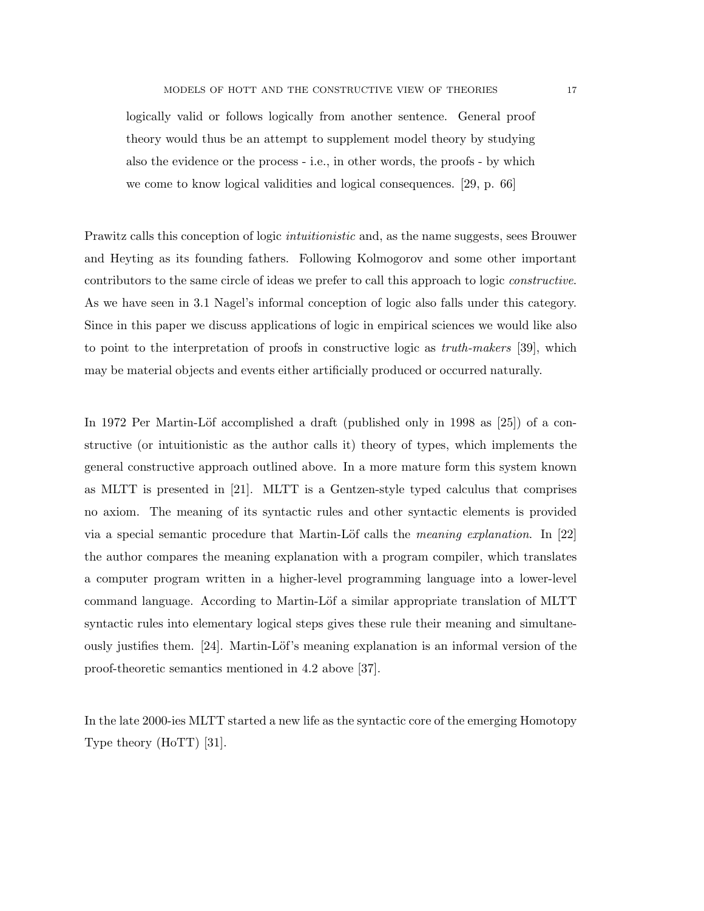logically valid or follows logically from another sentence. General proof theory would thus be an attempt to supplement model theory by studying also the evidence or the process - i.e., in other words, the proofs - by which we come to know logical validities and logical consequences. [29, p. 66]

Prawitz calls this conception of logic *intuitionistic* and, as the name suggests, sees Brouwer and Heyting as its founding fathers. Following Kolmogorov and some other important contributors to the same circle of ideas we prefer to call this approach to logic *constructive*. As we have seen in 3.1 Nagel's informal conception of logic also falls under this category. Since in this paper we discuss applications of logic in empirical sciences we would like also to point to the interpretation of proofs in constructive logic as *truth-makers* [39], which may be material objects and events either artificially produced or occurred naturally.

In 1972 Per Martin-Löf accomplished a draft (published only in 1998 as [25]) of a constructive (or intuitionistic as the author calls it) theory of types, which implements the general constructive approach outlined above. In a more mature form this system known as MLTT is presented in [21]. MLTT is a Gentzen-style typed calculus that comprises no axiom. The meaning of its syntactic rules and other syntactic elements is provided via a special semantic procedure that Martin-Löf calls the *meaning explanation*. In [22] the author compares the meaning explanation with a program compiler, which translates a computer program written in a higher-level programming language into a lower-level command language. According to Martin-Löf a similar appropriate translation of MLTT syntactic rules into elementary logical steps gives these rule their meaning and simultaneously justifies them. [24]. Martin-Löf's meaning explanation is an informal version of the proof-theoretic semantics mentioned in 4.2 above [37].

In the late 2000-ies MLTT started a new life as the syntactic core of the emerging Homotopy Type theory (HoTT) [31].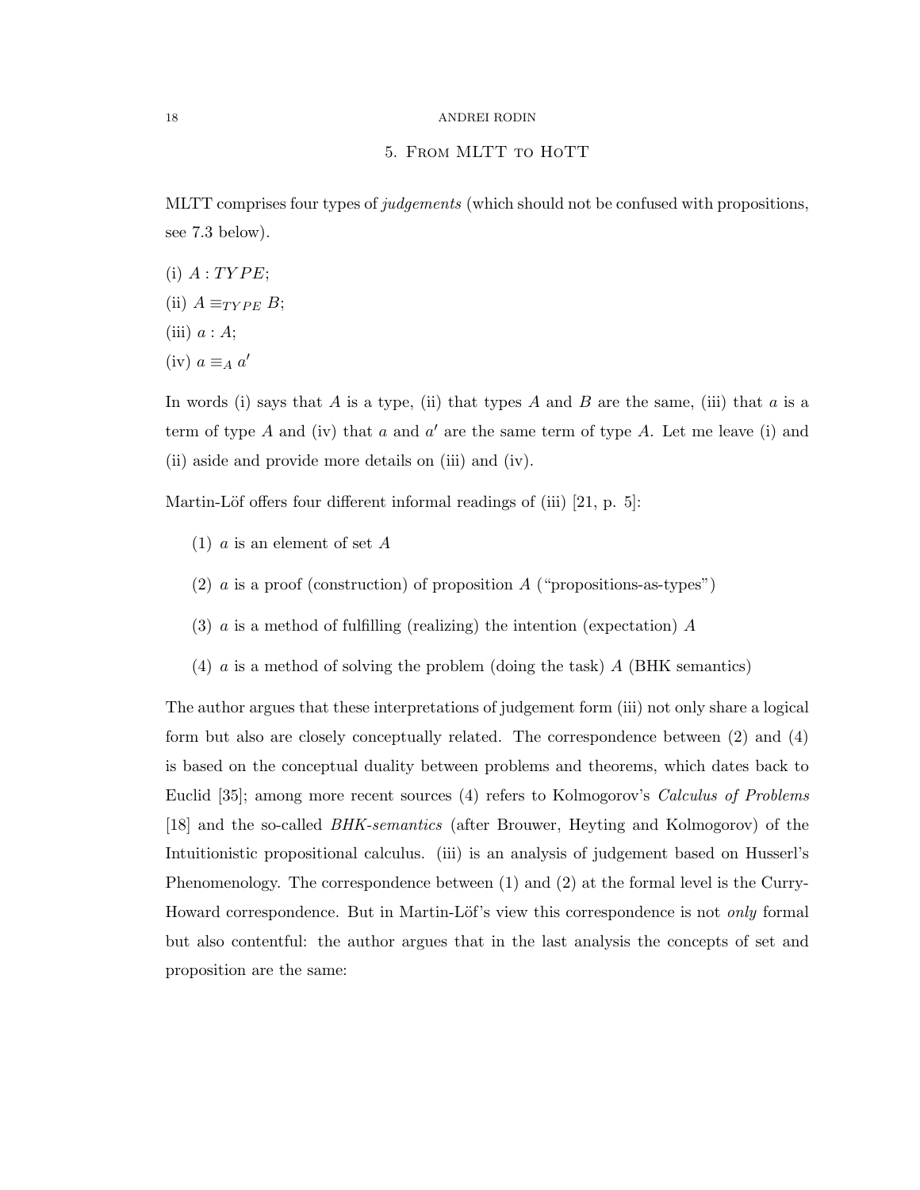## 5. From MLTT to HoTT

MLTT comprises four types of *judgements* (which should not be confused with propositions, see 7.3 below).

(i) $A : TYPE$;

(ii) $A \equiv_{TYPE} B$;

(iii) $a : A$;

(iv) $a \equiv_A a'$

In words (i) says that $A$ is a type, (ii) that types $A$ and $B$ are the same, (iii) that $a$ is a term of type $A$ and (iv) that $a$ and $a'$ are the same term of type $A$. Let me leave (i) and (ii) aside and provide more details on (iii) and (iv).

Martin-Löf offers four different informal readings of (iii) [21, p. 5]:

(1) $a$ is an element of set $A$

(2) $a$ is a proof (construction) of proposition $A$ ("propositions-as-types")

(3) $a$ is a method of fulfilling (realizing) the intention (expectation) $A$

(4) $a$ is a method of solving the problem (doing the task) $A$ (BHK semantics)

The author argues that these interpretations of judgement form (iii) not only share a logical form but also are closely conceptually related. The correspondence between (2) and (4) is based on the conceptual duality between problems and theorems, which dates back to Euclid [35]; among more recent sources (4) refers to Kolmogorov's *Calculus of Problems* [18] and the so-called *BHK-semantics* (after Brouwer, Heyting and Kolmogorov) of the Intuitionistic propositional calculus. (iii) is an analysis of judgement based on Husserl's Phenomenology. The correspondence between (1) and (2) at the formal level is the Curry-Howard correspondence. But in Martin-Löf's view this correspondence is not *only* formal but also contentful: the author argues that in the last analysis the concepts of set and proposition are the same: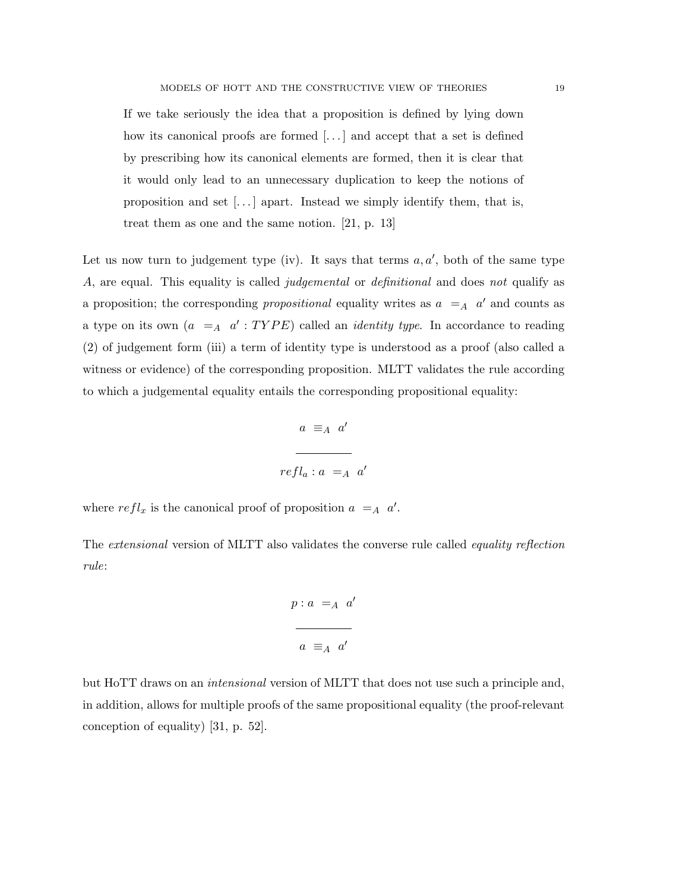> If we take seriously the idea that a proposition is defined by lying down how its canonical proofs are formed [...] and accept that a set is defined by prescribing how its canonical elements are formed, then it is clear that it would only lead to an unnecessary duplication to keep the notions of proposition and set [...] apart. Instead we simply identify them, that is, treat them as one and the same notion. [21, p. 13]

Let us now turn to judgement type (iv). It says that terms $a, a'$, both of the same type $A$, are equal. This equality is called *judgemental* or *definitional* and does *not* qualify as a proposition; the corresponding *propositional* equality writes as $a =_A a'$ and counts as a type on its own ($a =_A a' : TYPE$) called an *identity type*. In accordance to reading (2) of judgement form (iii) a term of identity type is understood as a proof (also called a witness or evidence) of the corresponding proposition. MLTT validates the rule according to which a judgemental equality entails the corresponding propositional equality:

$$\frac{a \equiv_A a'}{refl_a : a =_A a'}$$

where $refl_x$ is the canonical proof of proposition $a =_A a'$.

The *extensional* version of MLTT also validates the converse rule called *equality reflection rule*:

$$\frac{p : a =_A a'}{a \equiv_A a'}$$

but HoTT draws on an *intensional* version of MLTT that does not use such a principle and, in addition, allows for multiple proofs of the same propositional equality (the proof-relevant conception of equality) [31, p. 52].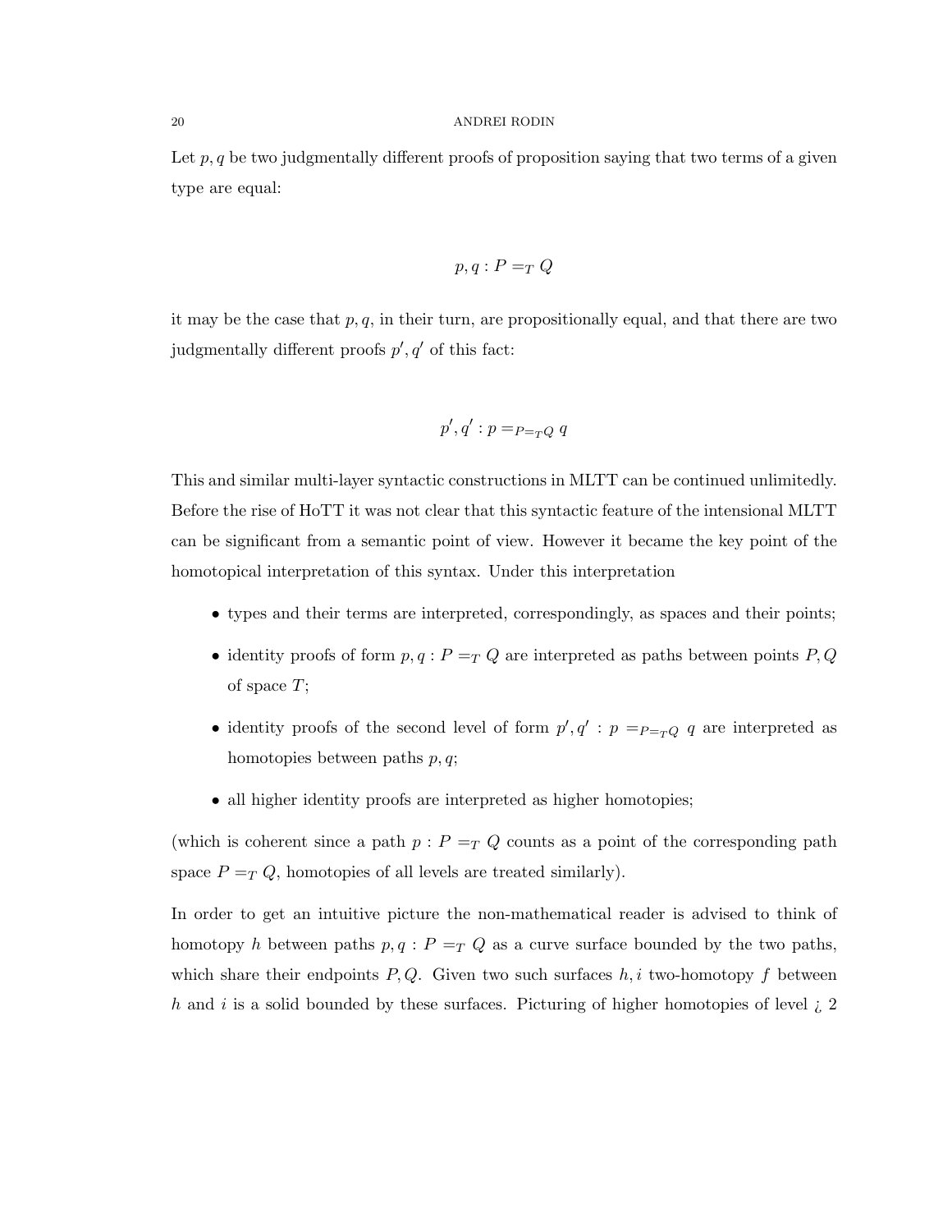Let $p, q$ be two judgmentally different proofs of proposition saying that two terms of a given type are equal:

$$p, q : P =_T Q$$

it may be the case that $p, q$, in their turn, are propositionally equal, and that there are two judgmentally different proofs $p', q'$ of this fact:

$$p', q' : p =_{P =_T Q} q$$

This and similar multi-layer syntactic constructions in MLTT can be continued unlimitedly. Before the rise of HoTT it was not clear that this syntactic feature of the intensional MLTT can be significant from a semantic point of view. However it became the key point of the homotopical interpretation of this syntax. Under this interpretation

- types and their terms are interpreted, correspondingly, as spaces and their points;
- identity proofs of form $p, q : P =_T Q$ are interpreted as paths between points $P, Q$ of space $T$;
- identity proofs of the second level of form $p', q' : p =_{P =_T Q} q$ are interpreted as homotopies between paths $p, q$;
- all higher identity proofs are interpreted as higher homotopies;

(which is coherent since a path $p : P =_T Q$ counts as a point of the corresponding path space $P =_T Q$, homotopies of all levels are treated similarly).

In order to get an intuitive picture the non-mathematical reader is advised to think of homotopy $h$ between paths $p, q : P =_T Q$ as a curve surface bounded by the two paths, which share their endpoints $P, Q$. Given two such surfaces $h, i$ two-homotopy $f$ between $h$ and $i$ is a solid bounded by these surfaces. Picturing of higher homotopies of level ¿ 2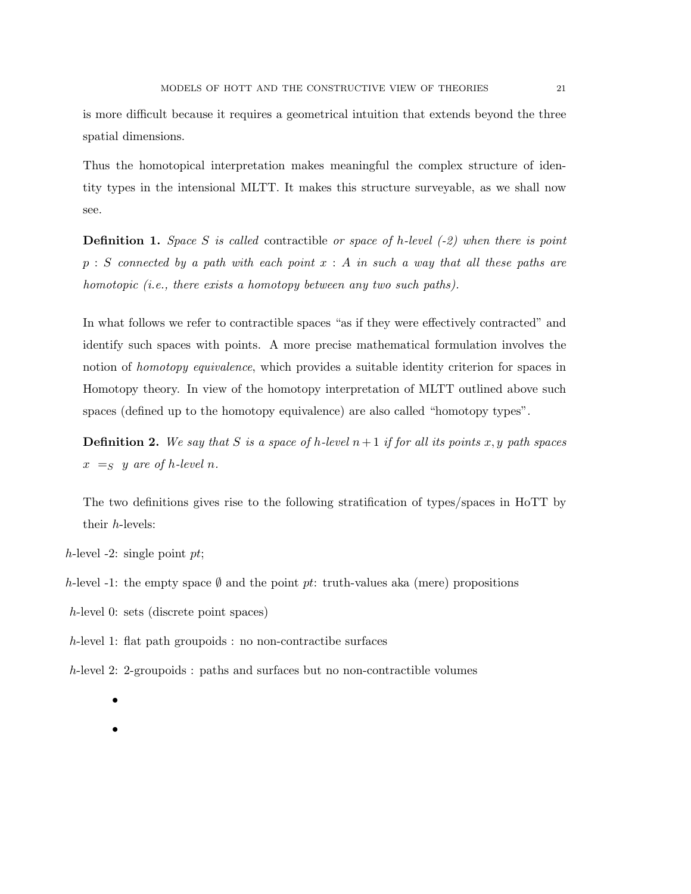is more difficult because it requires a geometrical intuition that extends beyond the three spatial dimensions.

Thus the homotopical interpretation makes meaningful the complex structure of identity types in the intensional MLTT. It makes this structure surveyable, as we shall now see.

**Definition 1.** *Space $S$ is called* contractible *or space of h-level (-2) when there is point $p : S$ connected by a path with each point $x : A$ in such a way that all these paths are homotopic (i.e., there exists a homotopy between any two such paths).*

In what follows we refer to contractible spaces "as if they were effectively contracted" and identify such spaces with points. A more precise mathematical formulation involves the notion of *homotopy equivalence*, which provides a suitable identity criterion for spaces in Homotopy theory. In view of the homotopy interpretation of MLTT outlined above such spaces (defined up to the homotopy equivalence) are also called "homotopy types".

**Definition 2.** *We say that $S$ is a space of h-level $n+1$ if for all its points $x, y$ path spaces $x =_S y$ are of h-level $n$.*

The two definitions gives rise to the following stratification of types/spaces in HoTT by their $h$-levels:

$h$-level -2: single point $pt$;

$h$-level -1: the empty space $\emptyset$ and the point $pt$: truth-values aka (mere) propositions

$h$-level 0: sets (discrete point spaces)

$h$-level 1: flat path groupoids : no non-contractibe surfaces

$h$-level 2: 2-groupoids : paths and surfaces but no non-contractible volumes

- 
-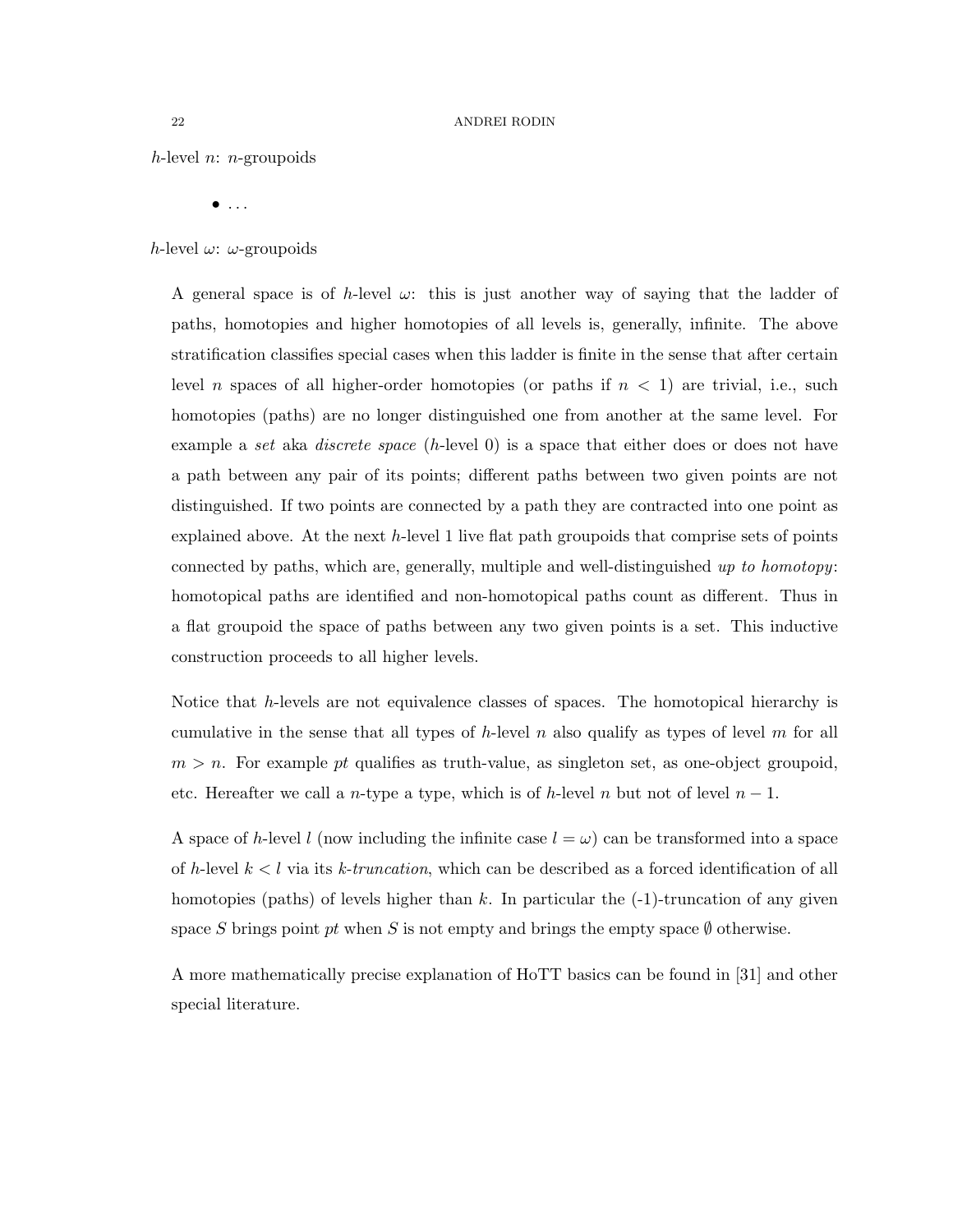*h*-level $n$: $n$-groupoids

- . . .

*h*-level $\omega$: $\omega$-groupoids

A general space is of *h*-level $\omega$: this is just another way of saying that the ladder of paths, homotopies and higher homotopies of all levels is, generally, infinite. The above stratification classifies special cases when this ladder is finite in the sense that after certain level $n$ spaces of all higher-order homotopies (or paths if $n < 1$) are trivial, i.e., such homotopies (paths) are no longer distinguished one from another at the same level. For example a *set* aka *discrete space* (*h*-level 0) is a space that either does or does not have a path between any pair of its points; different paths between two given points are not distinguished. If two points are connected by a path they are contracted into one point as explained above. At the next *h*-level 1 live flat path groupoids that comprise sets of points connected by paths, which are, generally, multiple and well-distinguished *up to homotopy*: homotopical paths are identified and non-homotopical paths count as different. Thus in a flat groupoid the space of paths between any two given points is a set. This inductive construction proceeds to all higher levels.

Notice that *h*-levels are not equivalence classes of spaces. The homotopical hierarchy is cumulative in the sense that all types of *h*-level $n$ also qualify as types of level $m$ for all $m > n$. For example *pt* qualifies as truth-value, as singleton set, as one-object groupoid, etc. Hereafter we call a $n$-type a type, which is of *h*-level $n$ but not of level $n - 1$.

A space of *h*-level $l$ (now including the infinite case $l = \omega$) can be transformed into a space of *h*-level $k < l$ via its *k-truncation*, which can be described as a forced identification of all homotopies (paths) of levels higher than $k$. In particular the (-1)-truncation of any given space $S$ brings point *pt* when $S$ is not empty and brings the empty space $\emptyset$ otherwise.

A more mathematically precise explanation of HoTT basics can be found in [31] and other special literature.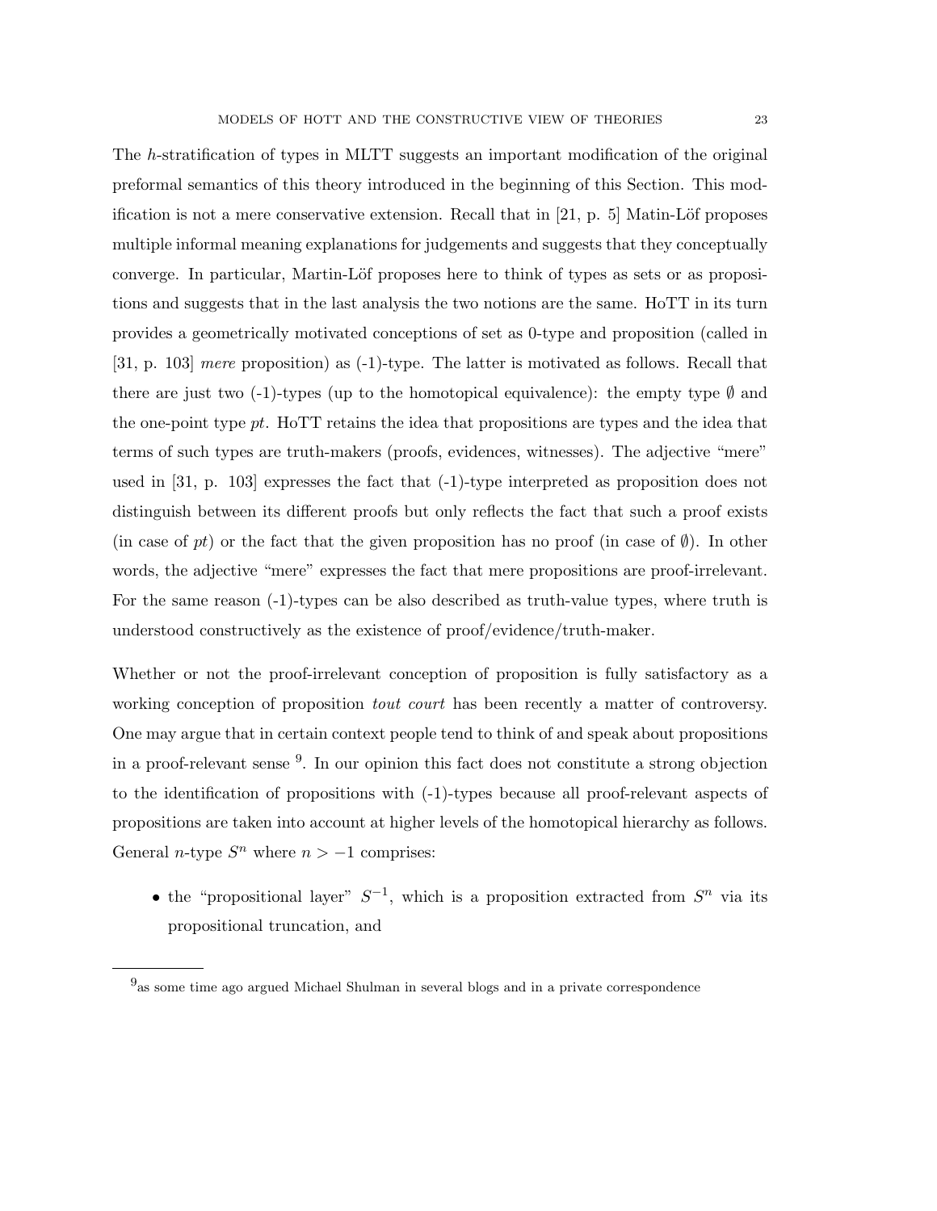The $h$-stratification of types in MLTT suggests an important modification of the original preformal semantics of this theory introduced in the beginning of this Section. This modification is not a mere conservative extension. Recall that in [21, p. 5] Matin-Löf proposes multiple informal meaning explanations for judgements and suggests that they conceptually converge. In particular, Martin-Löf proposes here to think of types as sets or as propositions and suggests that in the last analysis the two notions are the same. HoTT in its turn provides a geometrically motivated conceptions of set as 0-type and proposition (called in [31, p. 103] *mere* proposition) as (-1)-type. The latter is motivated as follows. Recall that there are just two (-1)-types (up to the homotopical equivalence): the empty type $\emptyset$ and the one-point type $pt$. HoTT retains the idea that propositions are types and the idea that terms of such types are truth-makers (proofs, evidences, witnesses). The adjective "mere" used in [31, p. 103] expresses the fact that (-1)-type interpreted as proposition does not distinguish between its different proofs but only reflects the fact that such a proof exists (in case of $pt$) or the fact that the given proposition has no proof (in case of $\emptyset$). In other words, the adjective "mere" expresses the fact that mere propositions are proof-irrelevant. For the same reason (-1)-types can be also described as truth-value types, where truth is understood constructively as the existence of proof/evidence/truth-maker.

Whether or not the proof-irrelevant conception of proposition is fully satisfactory as a working conception of proposition *tout court* has been recently a matter of controversy. One may argue that in certain context people tend to think of and speak about propositions in a proof-relevant sense [9]. In our opinion this fact does not constitute a strong objection to the identification of propositions with (-1)-types because all proof-relevant aspects of propositions are taken into account at higher levels of the homotopical hierarchy as follows. General $n$-type $S^n$ where $n > -1$ comprises:

- the "propositional layer" $S^{-1}$, which is a proposition extracted from $S^n$ via its propositional truncation, and

[9] as some time ago argued Michael Shulman in several blogs and in a private correspondence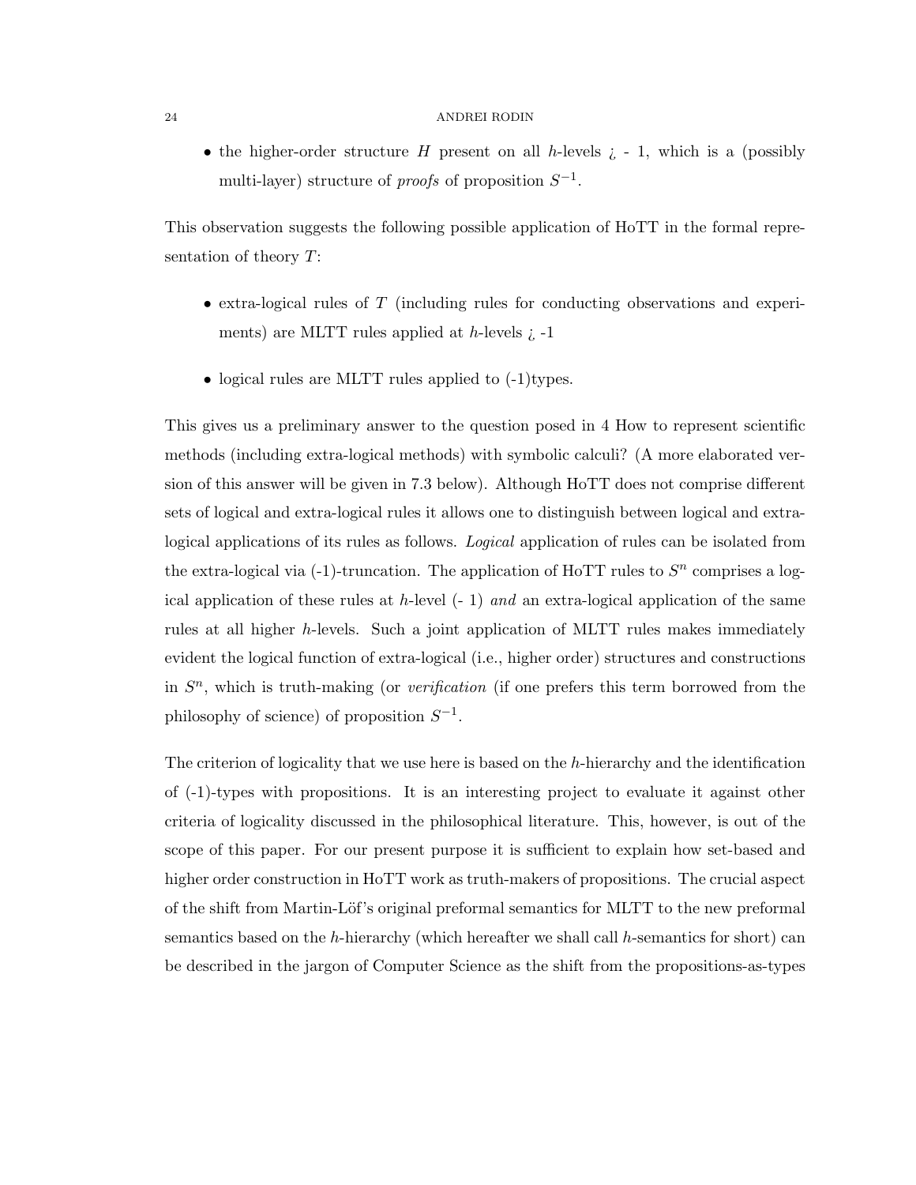- the higher-order structure $H$ present on all $h$-levels ¿ - 1, which is a (possibly multi-layer) structure of *proofs* of proposition $S^{-1}$.

This observation suggests the following possible application of HoTT in the formal representation of theory $T$:

- extra-logical rules of $T$ (including rules for conducting observations and experiments) are MLTT rules applied at $h$-levels ¿ -1
- logical rules are MLTT rules applied to (-1)types.

This gives us a preliminary answer to the question posed in 4 How to represent scientific methods (including extra-logical methods) with symbolic calculi? (A more elaborated version of this answer will be given in 7.3 below). Although HoTT does not comprise different sets of logical and extra-logical rules it allows one to distinguish between logical and extra-logical applications of its rules as follows. *Logical* application of rules can be isolated from the extra-logical via (-1)-truncation. The application of HoTT rules to $S^n$ comprises a logical application of these rules at $h$-level (- 1) *and* an extra-logical application of the same rules at all higher $h$-levels. Such a joint application of MLTT rules makes immediately evident the logical function of extra-logical (i.e., higher order) structures and constructions in $S^n$, which is truth-making (or *verification* (if one prefers this term borrowed from the philosophy of science) of proposition $S^{-1}$.

The criterion of logicality that we use here is based on the $h$-hierarchy and the identification of (-1)-types with propositions. It is an interesting project to evaluate it against other criteria of logicality discussed in the philosophical literature. This, however, is out of the scope of this paper. For our present purpose it is sufficient to explain how set-based and higher order construction in HoTT work as truth-makers of propositions. The crucial aspect of the shift from Martin-Löf's original preformal semantics for MLTT to the new preformal semantics based on the $h$-hierarchy (which hereafter we shall call $h$-semantics for short) can be described in the jargon of Computer Science as the shift from the propositions-as-types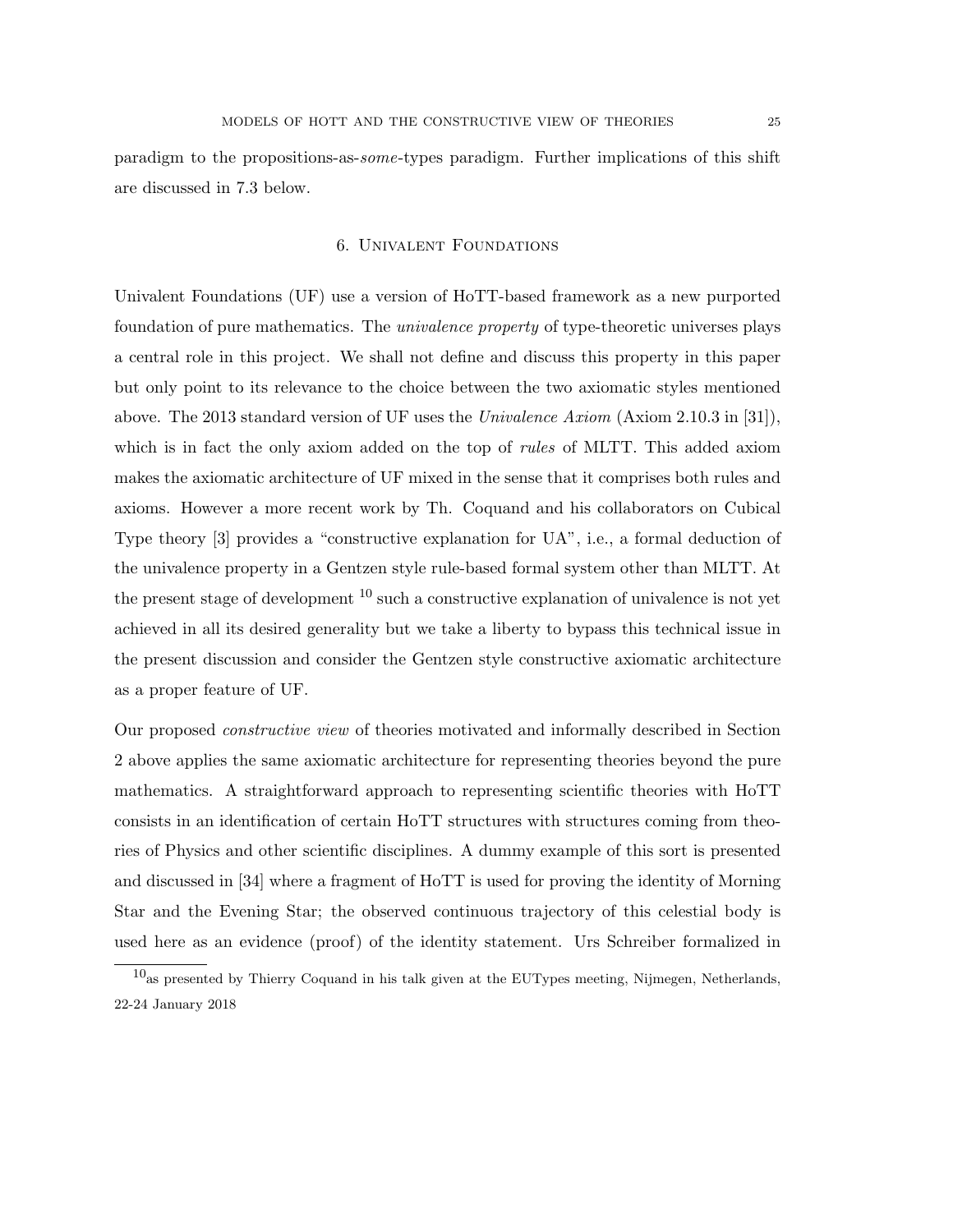paradigm to the propositions-as-*some*-types paradigm. Further implications of this shift are discussed in 7.3 below.

## 6. Univalent Foundations

Univalent Foundations (UF) use a version of HoTT-based framework as a new purported foundation of pure mathematics. The *univalence property* of type-theoretic universes plays a central role in this project. We shall not define and discuss this property in this paper but only point to its relevance to the choice between the two axiomatic styles mentioned above. The 2013 standard version of UF uses the *Univalence Axiom* (Axiom 2.10.3 in [31]), which is in fact the only axiom added on the top of *rules* of MLTT. This added axiom makes the axiomatic architecture of UF mixed in the sense that it comprises both rules and axioms. However a more recent work by Th. Coquand and his collaborators on Cubical Type theory [3] provides a "constructive explanation for UA", i.e., a formal deduction of the univalence property in a Gentzen style rule-based formal system other than MLTT. At the present stage of development [10] such a constructive explanation of univalence is not yet achieved in all its desired generality but we take a liberty to bypass this technical issue in the present discussion and consider the Gentzen style constructive axiomatic architecture as a proper feature of UF.

Our proposed *constructive view* of theories motivated and informally described in Section 2 above applies the same axiomatic architecture for representing theories beyond the pure mathematics. A straightforward approach to representing scientific theories with HoTT consists in an identification of certain HoTT structures with structures coming from theories of Physics and other scientific disciplines. A dummy example of this sort is presented and discussed in [34] where a fragment of HoTT is used for proving the identity of Morning Star and the Evening Star; the observed continuous trajectory of this celestial body is used here as an evidence (proof) of the identity statement. Urs Schreiber formalized in

[10] as presented by Thierry Coquand in his talk given at the EUTypes meeting, Nijmegen, Netherlands, 22-24 January 2018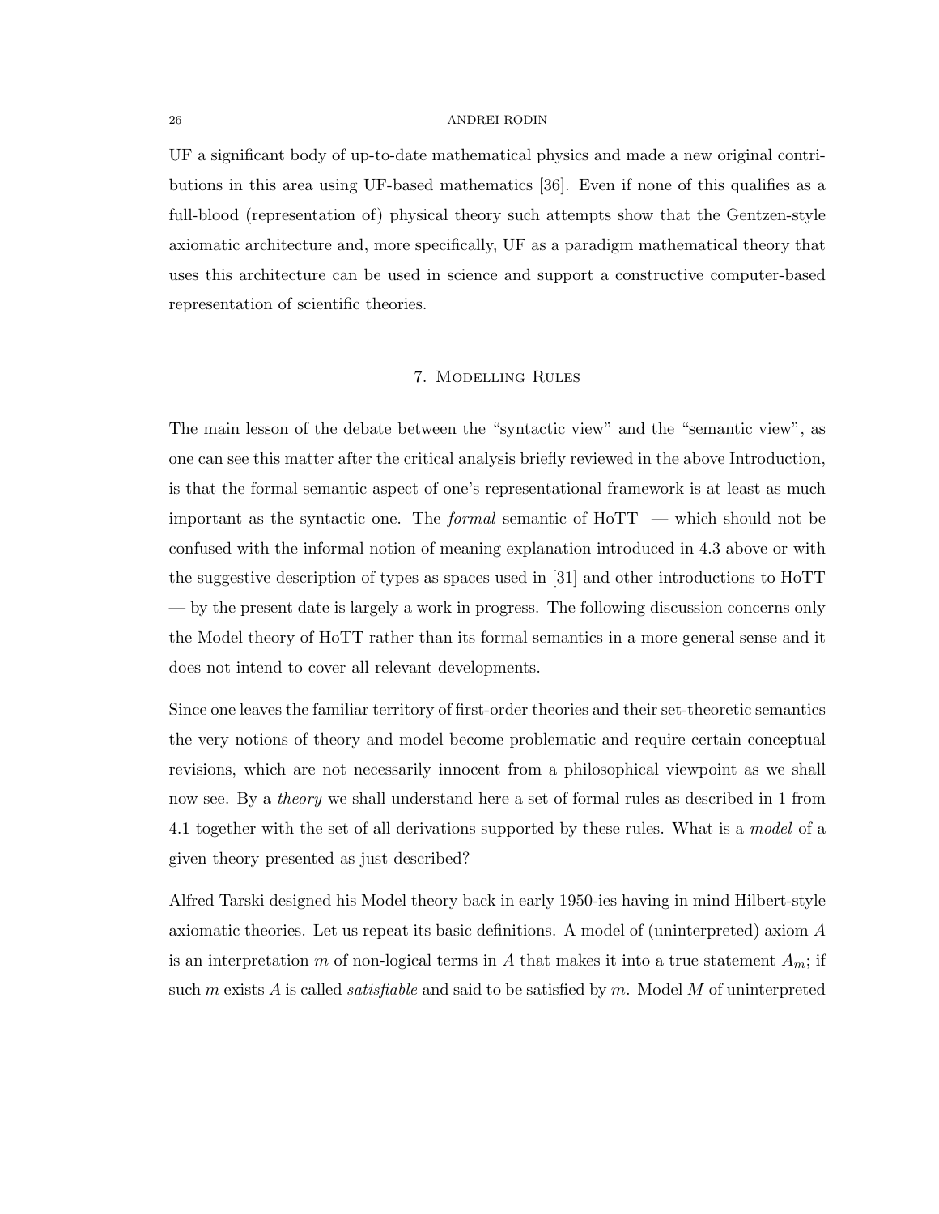UF a significant body of up-to-date mathematical physics and made a new original contributions in this area using UF-based mathematics [36]. Even if none of this qualifies as a full-blood (representation of) physical theory such attempts show that the Gentzen-style axiomatic architecture and, more specifically, UF as a paradigm mathematical theory that uses this architecture can be used in science and support a constructive computer-based representation of scientific theories.

## 7. Modelling Rules

The main lesson of the debate between the "syntactic view" and the "semantic view", as one can see this matter after the critical analysis briefly reviewed in the above Introduction, is that the formal semantic aspect of one's representational framework is at least as much important as the syntactic one. The *formal* semantic of HoTT — which should not be confused with the informal notion of meaning explanation introduced in 4.3 above or with the suggestive description of types as spaces used in [31] and other introductions to HoTT — by the present date is largely a work in progress. The following discussion concerns only the Model theory of HoTT rather than its formal semantics in a more general sense and it does not intend to cover all relevant developments.

Since one leaves the familiar territory of first-order theories and their set-theoretic semantics the very notions of theory and model become problematic and require certain conceptual revisions, which are not necessarily innocent from a philosophical viewpoint as we shall now see. By a *theory* we shall understand here a set of formal rules as described in 1 from 4.1 together with the set of all derivations supported by these rules. What is a *model* of a given theory presented as just described?

Alfred Tarski designed his Model theory back in early 1950-ies having in mind Hilbert-style axiomatic theories. Let us repeat its basic definitions. A model of (uninterpreted) axiom $A$ is an interpretation $m$ of non-logical terms in $A$ that makes it into a true statement $A_m$; if such $m$ exists $A$ is called *satisfiable* and said to be satisfied by $m$. Model $M$ of uninterpreted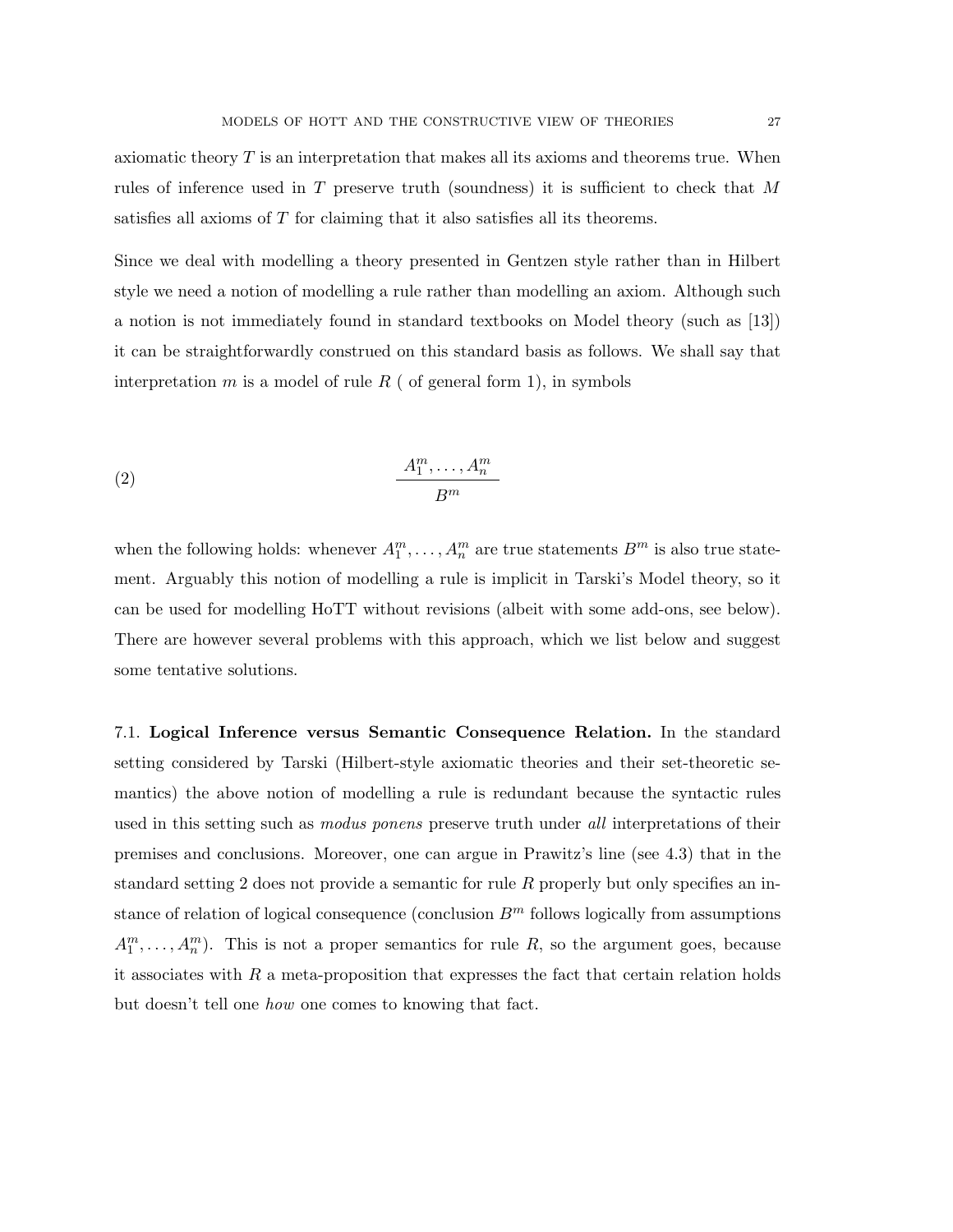axiomatic theory $T$ is an interpretation that makes all its axioms and theorems true. When rules of inference used in $T$ preserve truth (soundness) it is sufficient to check that $M$ satisfies all axioms of $T$ for claiming that it also satisfies all its theorems.

Since we deal with modelling a theory presented in Gentzen style rather than in Hilbert style we need a notion of modelling a rule rather than modelling an axiom. Although such a notion is not immediately found in standard textbooks on Model theory (such as [13]) it can be straightforwardly construed on this standard basis as follows. We shall say that interpretation $m$ is a model of rule $R$ ( of general form 1), in symbols

$$\frac{A_1^m, \ldots, A_n^m}{B^m} \tag{2}$$

when the following holds: whenever $A_1^m, \ldots, A_n^m$ are true statements $B^m$ is also true statement. Arguably this notion of modelling a rule is implicit in Tarski's Model theory, so it can be used for modelling HoTT without revisions (albeit with some add-ons, see below). There are however several problems with this approach, which we list below and suggest some tentative solutions.

7.1. **Logical Inference versus Semantic Consequence Relation.** In the standard setting considered by Tarski (Hilbert-style axiomatic theories and their set-theoretic semantics) the above notion of modelling a rule is redundant because the syntactic rules used in this setting such as *modus ponens* preserve truth under *all* interpretations of their premises and conclusions. Moreover, one can argue in Prawitz's line (see 4.3) that in the standard setting 2 does not provide a semantic for rule $R$ properly but only specifies an instance of relation of logical consequence (conclusion $B^m$ follows logically from assumptions $A_1^m, \ldots, A_n^m$). This is not a proper semantics for rule $R$, so the argument goes, because it associates with $R$ a meta-proposition that expresses the fact that certain relation holds but doesn't tell one *how* one comes to knowing that fact.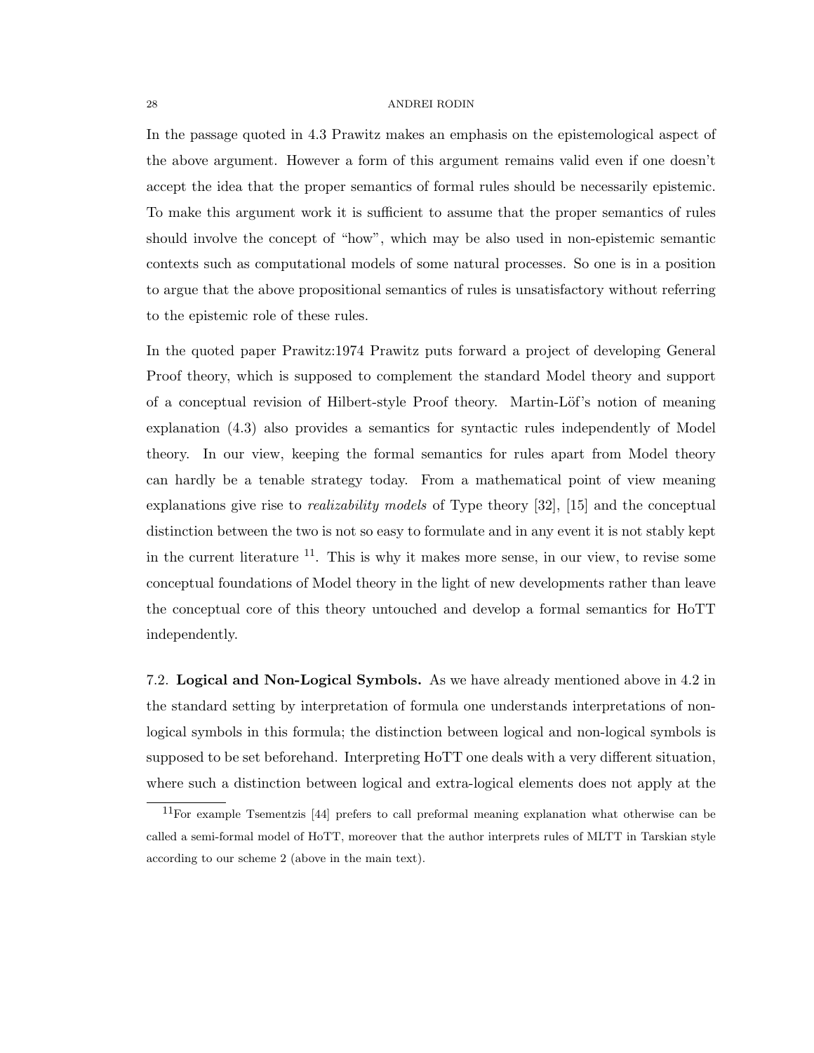In the passage quoted in 4.3 Prawitz makes an emphasis on the epistemological aspect of the above argument. However a form of this argument remains valid even if one doesn't accept the idea that the proper semantics of formal rules should be necessarily epistemic. To make this argument work it is sufficient to assume that the proper semantics of rules should involve the concept of "how", which may be also used in non-epistemic semantic contexts such as computational models of some natural processes. So one is in a position to argue that the above propositional semantics of rules is unsatisfactory without referring to the epistemic role of these rules.

In the quoted paper Prawitz:1974 Prawitz puts forward a project of developing General Proof theory, which is supposed to complement the standard Model theory and support of a conceptual revision of Hilbert-style Proof theory. Martin-Löf's notion of meaning explanation (4.3) also provides a semantics for syntactic rules independently of Model theory. In our view, keeping the formal semantics for rules apart from Model theory can hardly be a tenable strategy today. From a mathematical point of view meaning explanations give rise to *realizability models* of Type theory [32], [15] and the conceptual distinction between the two is not so easy to formulate and in any event it is not stably kept in the current literature [11]. This is why it makes more sense, in our view, to revise some conceptual foundations of Model theory in the light of new developments rather than leave the conceptual core of this theory untouched and develop a formal semantics for HoTT independently.

7.2. **Logical and Non-Logical Symbols.** As we have already mentioned above in 4.2 in the standard setting by interpretation of formula one understands interpretations of non-logical symbols in this formula; the distinction between logical and non-logical symbols is supposed to be set beforehand. Interpreting HoTT one deals with a very different situation, where such a distinction between logical and extra-logical elements does not apply at the

[11] For example Tsementzis [44] prefers to call preformal meaning explanation what otherwise can be called a semi-formal model of HoTT, moreover that the author interprets rules of MLTT in Tarskian style according to our scheme 2 (above in the main text).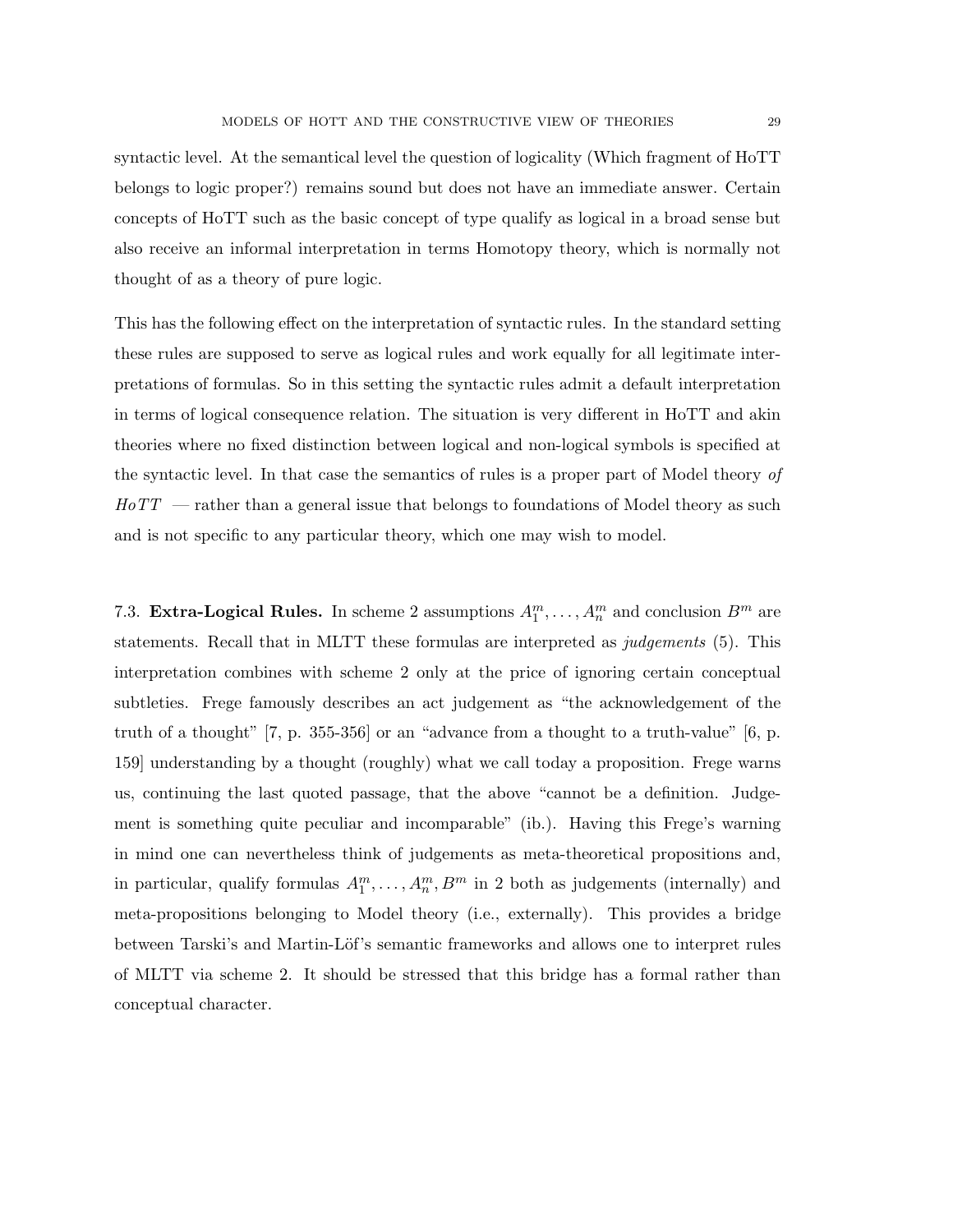syntactic level. At the semantical level the question of logicality (Which fragment of HoTT belongs to logic proper?) remains sound but does not have an immediate answer. Certain concepts of HoTT such as the basic concept of type qualify as logical in a broad sense but also receive an informal interpretation in terms Homotopy theory, which is normally not thought of as a theory of pure logic.

This has the following effect on the interpretation of syntactic rules. In the standard setting these rules are supposed to serve as logical rules and work equally for all legitimate interpretations of formulas. So in this setting the syntactic rules admit a default interpretation in terms of logical consequence relation. The situation is very different in HoTT and akin theories where no fixed distinction between logical and non-logical symbols is specified at the syntactic level. In that case the semantics of rules is a proper part of Model theory *of HoTT* — rather than a general issue that belongs to foundations of Model theory as such and is not specific to any particular theory, which one may wish to model.

### 7.3. **Extra-Logical Rules.**

In scheme 2 assumptions $A_1^m, \dots, A_n^m$ and conclusion $B^m$ are statements. Recall that in MLTT these formulas are interpreted as *judgements* (5). This interpretation combines with scheme 2 only at the price of ignoring certain conceptual subtleties. Frege famously describes an act judgement as "the acknowledgement of the truth of a thought" [7, p. 355-356] or an "advance from a thought to a truth-value" [6, p. 159] understanding by a thought (roughly) what we call today a proposition. Frege warns us, continuing the last quoted passage, that the above "cannot be a definition. Judgement is something quite peculiar and incomparable" (ib.). Having this Frege's warning in mind one can nevertheless think of judgements as meta-theoretical propositions and, in particular, qualify formulas $A_1^m, \dots, A_n^m, B^m$ in 2 both as judgements (internally) and meta-propositions belonging to Model theory (i.e., externally). This provides a bridge between Tarski's and Martin-Löf's semantic frameworks and allows one to interpret rules of MLTT via scheme 2. It should be stressed that this bridge has a formal rather than conceptual character.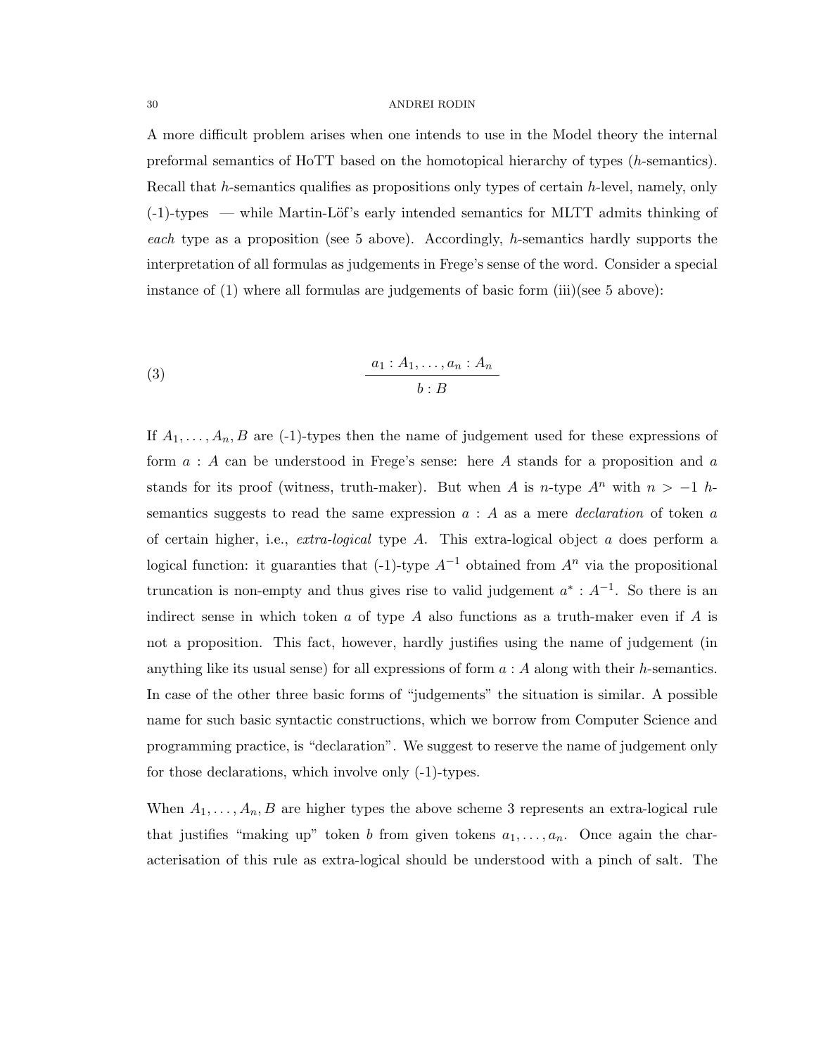A more difficult problem arises when one intends to use in the Model theory the internal preformal semantics of HoTT based on the homotopical hierarchy of types ($h$-semantics). Recall that $h$-semantics qualifies as propositions only types of certain $h$-level, namely, only (-1)-types — while Martin-Löf's early intended semantics for MLTT admits thinking of *each* type as a proposition (see 5 above). Accordingly, $h$-semantics hardly supports the interpretation of all formulas as judgements in Frege's sense of the word. Consider a special instance of (1) where all formulas are judgements of basic form (iii)(see 5 above):

$$\frac{a_1 : A_1, \ldots, a_n : A_n}{b : B} \tag{3}$$

If $A_1, \ldots, A_n, B$ are (-1)-types then the name of judgement used for these expressions of form $a : A$ can be understood in Frege's sense: here $A$ stands for a proposition and $a$ stands for its proof (witness, truth-maker). But when $A$ is $n$-type $A^n$ with $n > -1$ $h$-semantics suggests to read the same expression $a : A$ as a mere *declaration* of token $a$ of certain higher, i.e., *extra-logical* type $A$. This extra-logical object $a$ does perform a logical function: it guaranties that (-1)-type $A^{-1}$ obtained from $A^n$ via the propositional truncation is non-empty and thus gives rise to valid judgement $a^* : A^{-1}$. So there is an indirect sense in which token $a$ of type $A$ also functions as a truth-maker even if $A$ is not a proposition. This fact, however, hardly justifies using the name of judgement (in anything like its usual sense) for all expressions of form $a : A$ along with their $h$-semantics. In case of the other three basic forms of "judgements" the situation is similar. A possible name for such basic syntactic constructions, which we borrow from Computer Science and programming practice, is "declaration". We suggest to reserve the name of judgement only for those declarations, which involve only (-1)-types.

When $A_1, \ldots, A_n, B$ are higher types the above scheme 3 represents an extra-logical rule that justifies "making up" token $b$ from given tokens $a_1, \ldots, a_n$. Once again the characterisation of this rule as extra-logical should be understood with a pinch of salt. The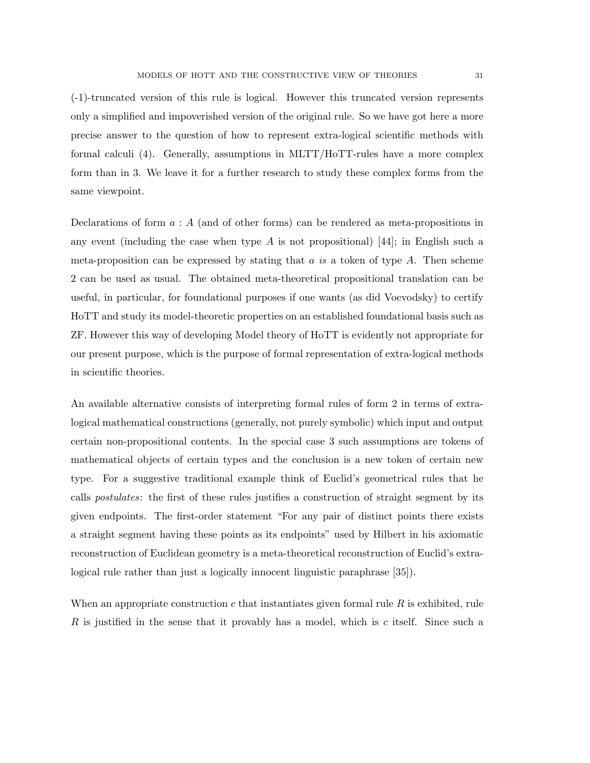(-1)-truncated version of this rule is logical. However this truncated version represents only a simplified and impoverished version of the original rule. So we have got here a more precise answer to the question of how to represent extra-logical scientific methods with formal calculi (4). Generally, assumptions in MLTT/HoTT-rules have a more complex form than in 3. We leave it for a further research to study these complex forms from the same viewpoint.

Declarations of form $a : A$ (and of other forms) can be rendered as meta-propositions in any event (including the case when type $A$ is not propositional) [44]; in English such a meta-proposition can be expressed by stating that $a$ *is* a token of type $A$. Then scheme 2 can be used as usual. The obtained meta-theoretical propositional translation can be useful, in particular, for foundational purposes if one wants (as did Voevodsky) to certify HoTT and study its model-theoretic properties on an established foundational basis such as ZF. However this way of developing Model theory of HoTT is evidently not appropriate for our present purpose, which is the purpose of formal representation of extra-logical methods in scientific theories.

An available alternative consists of interpreting formal rules of form 2 in terms of extra-logical mathematical constructions (generally, not purely symbolic) which input and output certain non-propositional contents. In the special case 3 such assumptions are tokens of mathematical objects of certain types and the conclusion is a new token of certain new type. For a suggestive traditional example think of Euclid's geometrical rules that he calls *postulates*: the first of these rules justifies a construction of straight segment by its given endpoints. The first-order statement "For any pair of distinct points there exists a straight segment having these points as its endpoints" used by Hilbert in his axiomatic reconstruction of Euclidean geometry is a meta-theoretical reconstruction of Euclid's extra-logical rule rather than just a logically innocent linguistic paraphrase [35]).

When an appropriate construction $c$ that instantiates given formal rule $R$ is exhibited, rule $R$ is justified in the sense that it provably has a model, which is $c$ itself. Since such a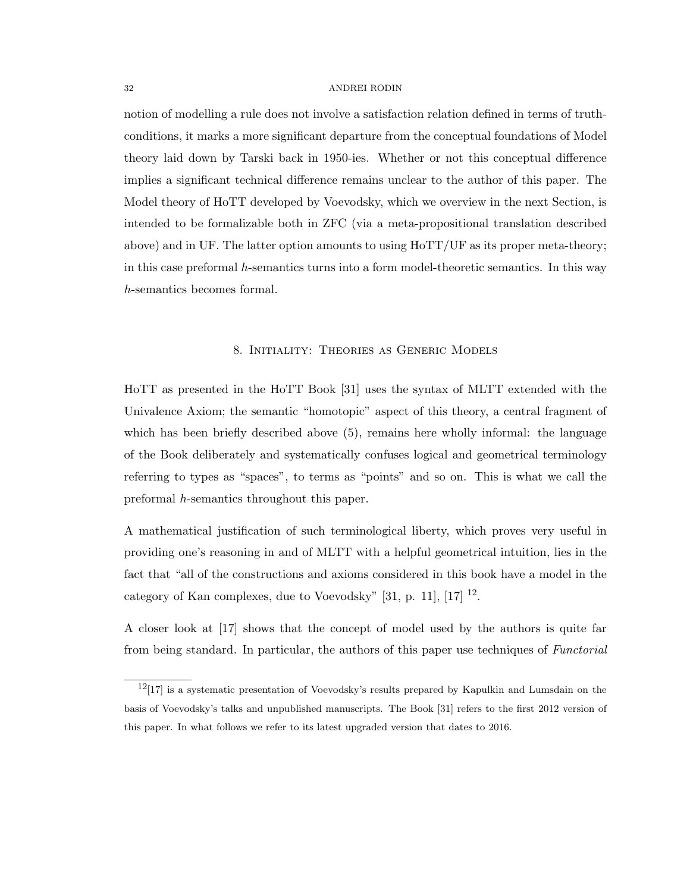notion of modelling a rule does not involve a satisfaction relation defined in terms of truth-conditions, it marks a more significant departure from the conceptual foundations of Model theory laid down by Tarski back in 1950-ies. Whether or not this conceptual difference implies a significant technical difference remains unclear to the author of this paper. The Model theory of HoTT developed by Voevodsky, which we overview in the next Section, is intended to be formalizable both in ZFC (via a meta-propositional translation described above) and in UF. The latter option amounts to using HoTT/UF as its proper meta-theory; in this case preformal $h$-semantics turns into a form model-theoretic semantics. In this way $h$-semantics becomes formal.

## 8. Initiality: Theories as Generic Models

HoTT as presented in the HoTT Book [31] uses the syntax of MLTT extended with the Univalence Axiom; the semantic "homotopic" aspect of this theory, a central fragment of which has been briefly described above (5), remains here wholly informal: the language of the Book deliberately and systematically confuses logical and geometrical terminology referring to types as "spaces", to terms as "points" and so on. This is what we call the preformal $h$-semantics throughout this paper.

A mathematical justification of such terminological liberty, which proves very useful in providing one's reasoning in and of MLTT with a helpful geometrical intuition, lies in the fact that "all of the constructions and axioms considered in this book have a model in the category of Kan complexes, due to Voevodsky" [31, p. 11], [17] [12].

A closer look at [17] shows that the concept of model used by the authors is quite far from being standard. In particular, the authors of this paper use techniques of *Functorial*

[12] [17] is a systematic presentation of Voevodsky's results prepared by Kapulkin and Lumsdain on the basis of Voevodsky's talks and unpublished manuscripts. The Book [31] refers to the first 2012 version of this paper. In what follows we refer to its latest upgraded version that dates to 2016.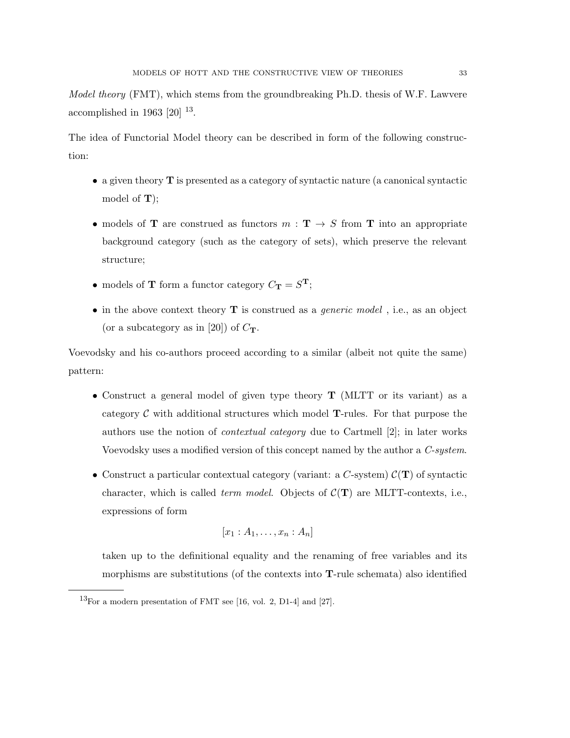*Model theory* (FMT), which stems from the groundbreaking Ph.D. thesis of W.F. Lawvere accomplished in 1963 [20] [13].

The idea of Functorial Model theory can be described in form of the following construction:

- a given theory $\mathbf{T}$ is presented as a category of syntactic nature (a canonical syntactic model of $\mathbf{T}$);
- models of $\mathbf{T}$ are construed as functors $m : \mathbf{T} \to S$ from $\mathbf{T}$ into an appropriate background category (such as the category of sets), which preserve the relevant structure;
- models of $\mathbf{T}$ form a functor category $C_{\mathbf{T}} = S^{\mathbf{T}}$;
- in the above context theory $\mathbf{T}$ is construed as a *generic model* , i.e., as an object (or a subcategory as in [20]) of $C_{\mathbf{T}}$.

Voevodsky and his co-authors proceed according to a similar (albeit not quite the same) pattern:

- Construct a general model of given type theory $\mathbf{T}$ (MLTT or its variant) as a category $\mathcal{C}$ with additional structures which model $\mathbf{T}$-rules. For that purpose the authors use the notion of *contextual category* due to Cartmell [2]; in later works Voevodsky uses a modified version of this concept named by the author a *C-system*.
- Construct a particular contextual category (variant: a $C$-system) $\mathcal{C}(\mathbf{T})$ of syntactic character, which is called *term model*. Objects of $\mathcal{C}(\mathbf{T})$ are MLTT-contexts, i.e., expressions of form

$$[x_1 : A_1, \ldots, x_n : A_n]$$

taken up to the definitional equality and the renaming of free variables and its morphisms are substitutions (of the contexts into $\mathbf{T}$-rule schemata) also identified

[13] For a modern presentation of FMT see [16, vol. 2, D1-4] and [27].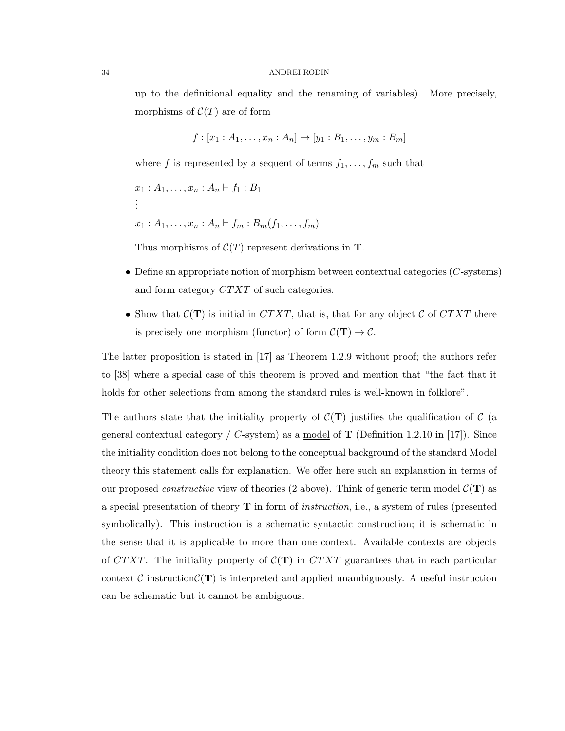up to the definitional equality and the renaming of variables). More precisely, morphisms of $\mathcal{C}(T)$ are of form

$$f : [x_1 : A_1, \ldots, x_n : A_n] \to [y_1 : B_1, \ldots, y_m : B_m]$$

where $f$ is represented by a sequent of terms $f_1, \ldots, f_m$ such that

$x_1 : A_1, \ldots, x_n : A_n \vdash f_1 : B_1$
$\vdots$
$x_1 : A_1, \ldots, x_n : A_n \vdash f_m : B_m(f_1, \ldots, f_m)$

Thus morphisms of $\mathcal{C}(T)$ represent derivations in $\mathbf{T}$.

- Define an appropriate notion of morphism between contextual categories ($C$-systems) and form category $CTXT$ of such categories.
- Show that $\mathcal{C}(\mathbf{T})$ is initial in $CTXT$, that is, that for any object $\mathcal{C}$ of $CTXT$ there is precisely one morphism (functor) of form $\mathcal{C}(\mathbf{T}) \to \mathcal{C}$.

The latter proposition is stated in [17] as Theorem 1.2.9 without proof; the authors refer to [38] where a special case of this theorem is proved and mention that "the fact that it holds for other selections from among the standard rules is well-known in folklore".

The authors state that the initiality property of $\mathcal{C}(\mathbf{T})$ justifies the qualification of $\mathcal{C}$ (a general contextual category / $C$-system) as a model of $\mathbf{T}$ (Definition 1.2.10 in [17]). Since the initiality condition does not belong to the conceptual background of the standard Model theory this statement calls for explanation. We offer here such an explanation in terms of our proposed *constructive* view of theories (2 above). Think of generic term model $\mathcal{C}(\mathbf{T})$ as a special presentation of theory $\mathbf{T}$ in form of *instruction*, i.e., a system of rules (presented symbolically). This instruction is a schematic syntactic construction; it is schematic in the sense that it is applicable to more than one context. Available contexts are objects of $CTXT$. The initiality property of $\mathcal{C}(\mathbf{T})$ in $CTXT$ guarantees that in each particular context $\mathcal{C}$ instruction$\mathcal{C}(\mathbf{T})$ is interpreted and applied unambiguously. A useful instruction can be schematic but it cannot be ambiguous.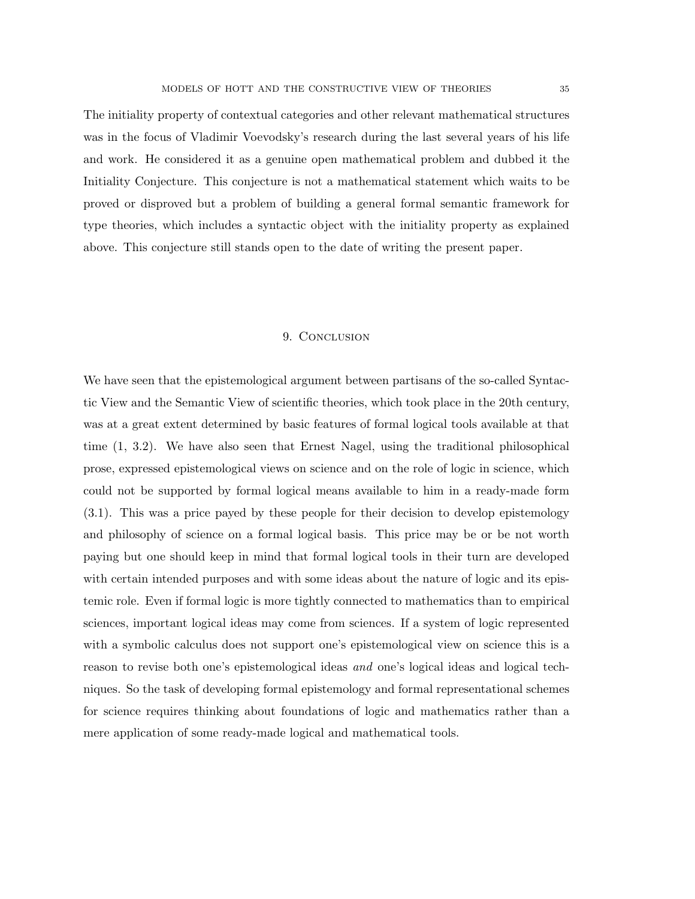The initiality property of contextual categories and other relevant mathematical structures was in the focus of Vladimir Voevodsky's research during the last several years of his life and work. He considered it as a genuine open mathematical problem and dubbed it the Initiality Conjecture. This conjecture is not a mathematical statement which waits to be proved or disproved but a problem of building a general formal semantic framework for type theories, which includes a syntactic object with the initiality property as explained above. This conjecture still stands open to the date of writing the present paper.

## 9. Conclusion

We have seen that the epistemological argument between partisans of the so-called Syntactic View and the Semantic View of scientific theories, which took place in the 20th century, was at a great extent determined by basic features of formal logical tools available at that time (1, 3.2). We have also seen that Ernest Nagel, using the traditional philosophical prose, expressed epistemological views on science and on the role of logic in science, which could not be supported by formal logical means available to him in a ready-made form (3.1). This was a price payed by these people for their decision to develop epistemology and philosophy of science on a formal logical basis. This price may be or be not worth paying but one should keep in mind that formal logical tools in their turn are developed with certain intended purposes and with some ideas about the nature of logic and its epistemic role. Even if formal logic is more tightly connected to mathematics than to empirical sciences, important logical ideas may come from sciences. If a system of logic represented with a symbolic calculus does not support one's epistemological view on science this is a reason to revise both one's epistemological ideas *and* one's logical ideas and logical techniques. So the task of developing formal epistemology and formal representational schemes for science requires thinking about foundations of logic and mathematics rather than a mere application of some ready-made logical and mathematical tools.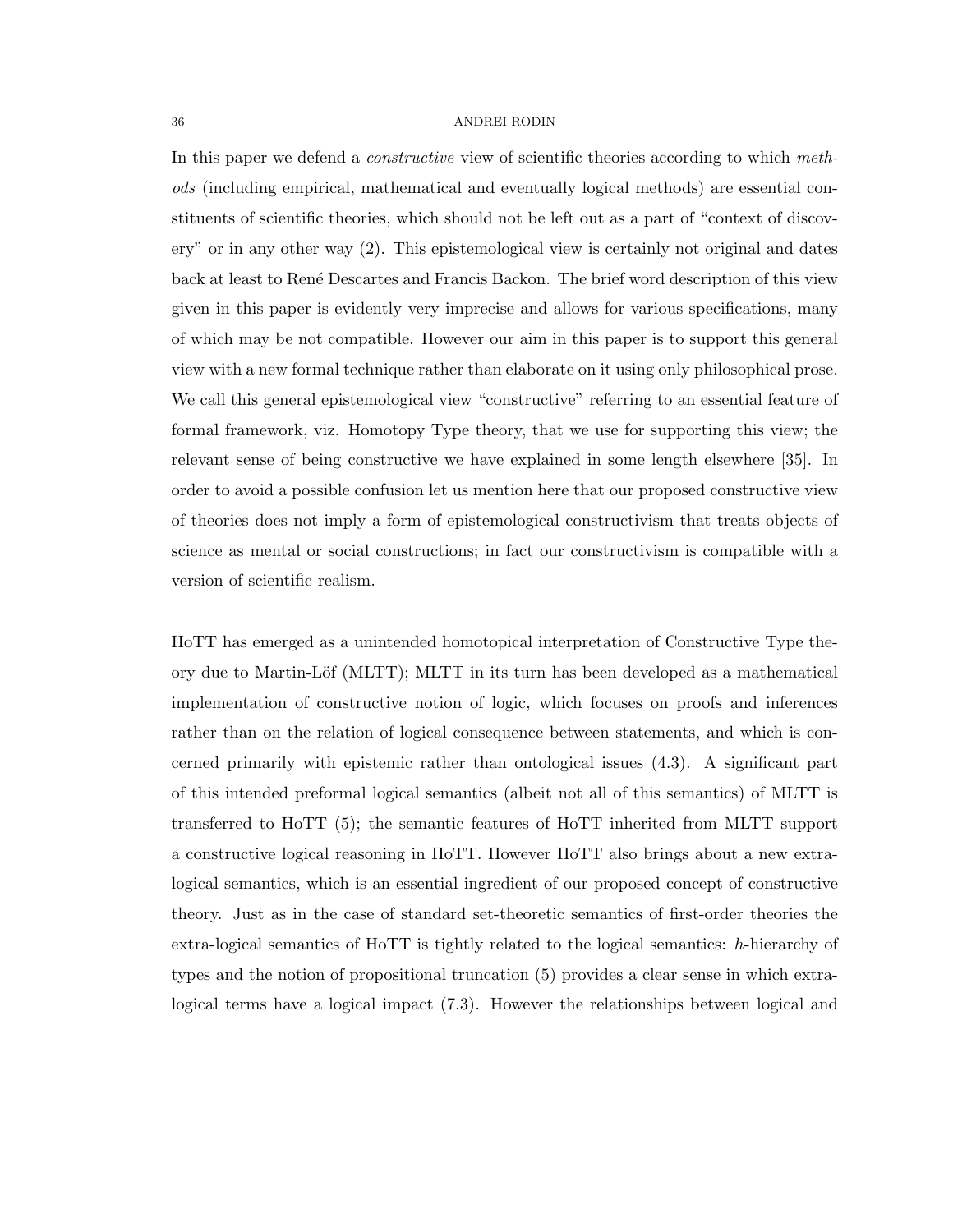In this paper we defend a *constructive* view of scientific theories according to which *methods* (including empirical, mathematical and eventually logical methods) are essential constituents of scientific theories, which should not be left out as a part of "context of discovery" or in any other way (2). This epistemological view is certainly not original and dates back at least to René Descartes and Francis Backon. The brief word description of this view given in this paper is evidently very imprecise and allows for various specifications, many of which may be not compatible. However our aim in this paper is to support this general view with a new formal technique rather than elaborate on it using only philosophical prose. We call this general epistemological view "constructive" referring to an essential feature of formal framework, viz. Homotopy Type theory, that we use for supporting this view; the relevant sense of being constructive we have explained in some length elsewhere [35]. In order to avoid a possible confusion let us mention here that our proposed constructive view of theories does not imply a form of epistemological constructivism that treats objects of science as mental or social constructions; in fact our constructivism is compatible with a version of scientific realism.

HoTT has emerged as a unintended homotopical interpretation of Constructive Type theory due to Martin-Löf (MLTT); MLTT in its turn has been developed as a mathematical implementation of constructive notion of logic, which focuses on proofs and inferences rather than on the relation of logical consequence between statements, and which is concerned primarily with epistemic rather than ontological issues (4.3). A significant part of this intended preformal logical semantics (albeit not all of this semantics) of MLTT is transferred to HoTT (5); the semantic features of HoTT inherited from MLTT support a constructive logical reasoning in HoTT. However HoTT also brings about a new extra-logical semantics, which is an essential ingredient of our proposed concept of constructive theory. Just as in the case of standard set-theoretic semantics of first-order theories the extra-logical semantics of HoTT is tightly related to the logical semantics: $h$-hierarchy of types and the notion of propositional truncation (5) provides a clear sense in which extra-logical terms have a logical impact (7.3). However the relationships between logical and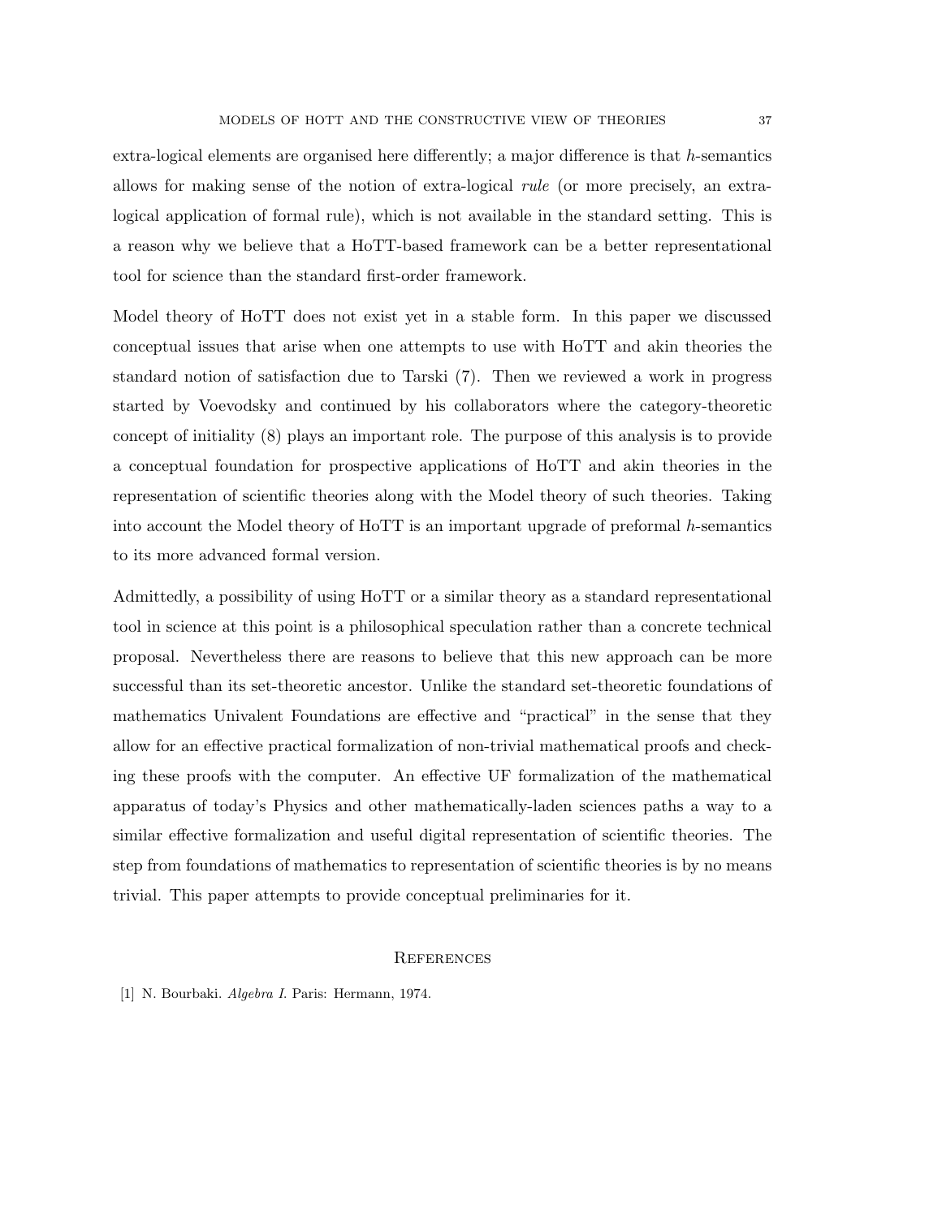extra-logical elements are organised here differently; a major difference is that $h$-semantics allows for making sense of the notion of extra-logical *rule* (or more precisely, an extra-logical application of formal rule), which is not available in the standard setting. This is a reason why we believe that a HoTT-based framework can be a better representational tool for science than the standard first-order framework.

Model theory of HoTT does not exist yet in a stable form. In this paper we discussed conceptual issues that arise when one attempts to use with HoTT and akin theories the standard notion of satisfaction due to Tarski (7). Then we reviewed a work in progress started by Voevodsky and continued by his collaborators where the category-theoretic concept of initiality (8) plays an important role. The purpose of this analysis is to provide a conceptual foundation for prospective applications of HoTT and akin theories in the representation of scientific theories along with the Model theory of such theories. Taking into account the Model theory of HoTT is an important upgrade of preformal $h$-semantics to its more advanced formal version.

Admittedly, a possibility of using HoTT or a similar theory as a standard representational tool in science at this point is a philosophical speculation rather than a concrete technical proposal. Nevertheless there are reasons to believe that this new approach can be more successful than its set-theoretic ancestor. Unlike the standard set-theoretic foundations of mathematics Univalent Foundations are effective and "practical" in the sense that they allow for an effective practical formalization of non-trivial mathematical proofs and checking these proofs with the computer. An effective UF formalization of the mathematical apparatus of today's Physics and other mathematically-laden sciences paths a way to a similar effective formalization and useful digital representation of scientific theories. The step from foundations of mathematics to representation of scientific theories is by no means trivial. This paper attempts to provide conceptual preliminaries for it.

## References

[1] N. Bourbaki. *Algebra I.* Paris: Hermann, 1974.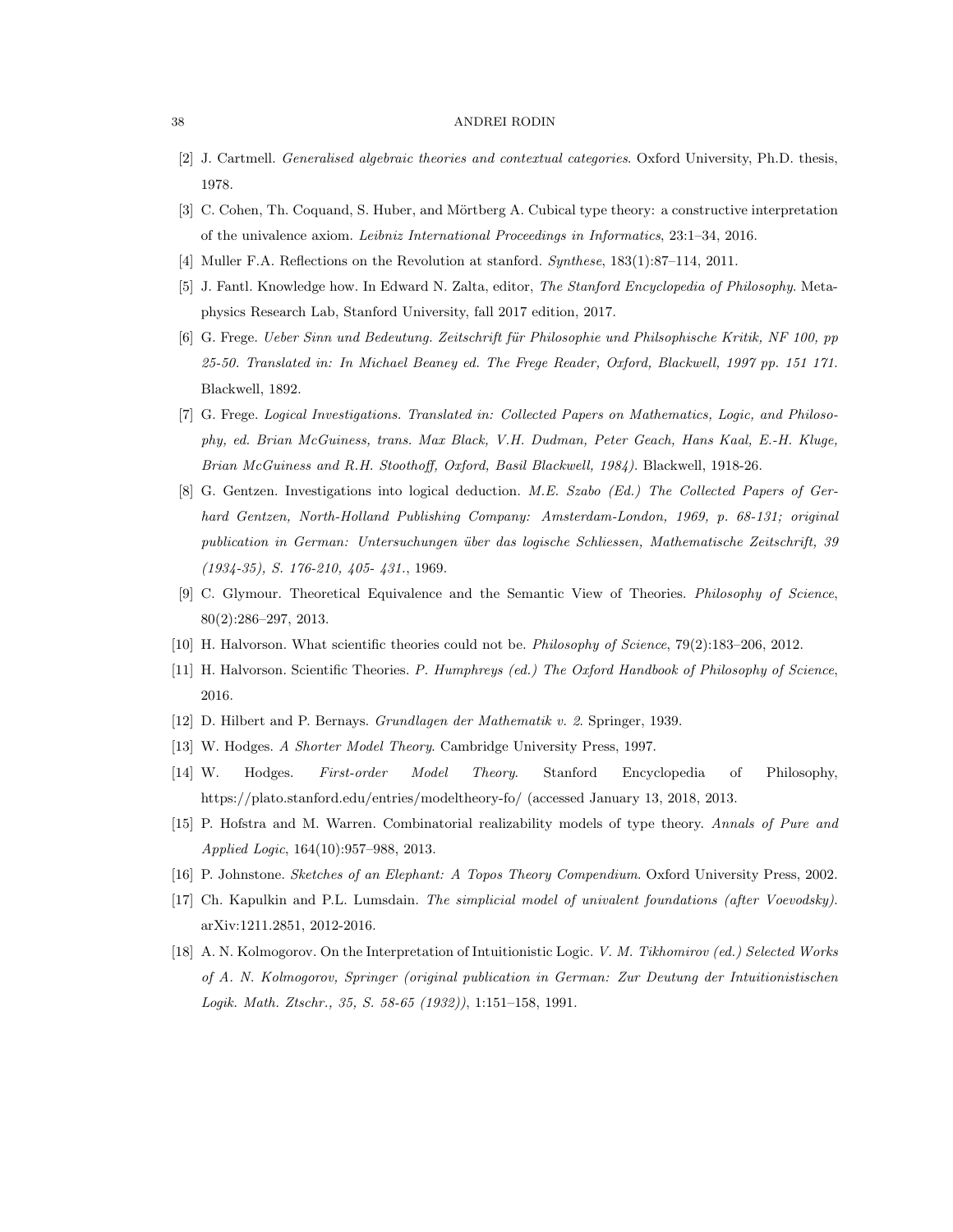[2] J. Cartmell. *Generalised algebraic theories and contextual categories*. Oxford University, Ph.D. thesis, 1978.

[3] C. Cohen, Th. Coquand, S. Huber, and Mörtberg A. Cubical type theory: a constructive interpretation of the univalence axiom. *Leibniz International Proceedings in Informatics*, 23:1–34, 2016.

[4] Muller F.A. Reflections on the Revolution at stanford. *Synthese*, 183(1):87–114, 2011.

[5] J. Fantl. Knowledge how. In Edward N. Zalta, editor, *The Stanford Encyclopedia of Philosophy*. Metaphysics Research Lab, Stanford University, fall 2017 edition, 2017.

[6] G. Frege. *Ueber Sinn und Bedeutung. Zeitschrift für Philosophie und Philsophische Kritik, NF 100, pp 25-50. Translated in: In Michael Beaney ed. The Frege Reader, Oxford, Blackwell, 1997 pp. 151 171.* Blackwell, 1892.

[7] G. Frege. *Logical Investigations. Translated in: Collected Papers on Mathematics, Logic, and Philosophy, ed. Brian McGuiness, trans. Max Black, V.H. Dudman, Peter Geach, Hans Kaal, E.-H. Kluge, Brian McGuiness and R.H. Stoothoff, Oxford, Basil Blackwell, 1984).* Blackwell, 1918-26.

[8] G. Gentzen. Investigations into logical deduction. *M.E. Szabo (Ed.) The Collected Papers of Gerhard Gentzen, North-Holland Publishing Company: Amsterdam-London, 1969, p. 68-131; original publication in German: Untersuchungen über das logische Schliessen, Mathematische Zeitschrift, 39 (1934-35), S. 176-210, 405- 431.*, 1969.

[9] C. Glymour. Theoretical Equivalence and the Semantic View of Theories. *Philosophy of Science*, 80(2):286–297, 2013.

[10] H. Halvorson. What scientific theories could not be. *Philosophy of Science*, 79(2):183–206, 2012.

[11] H. Halvorson. Scientific Theories. *P. Humphreys (ed.) The Oxford Handbook of Philosophy of Science*, 2016.

[12] D. Hilbert and P. Bernays. *Grundlagen der Mathematik v. 2*. Springer, 1939.

[13] W. Hodges. *A Shorter Model Theory*. Cambridge University Press, 1997.

[14] W. Hodges. *First-order Model Theory*. Stanford Encyclopedia of Philosophy, https://plato.stanford.edu/entries/modeltheory-fo/ (accessed January 13, 2018, 2013.

[15] P. Hofstra and M. Warren. Combinatorial realizability models of type theory. *Annals of Pure and Applied Logic*, 164(10):957–988, 2013.

[16] P. Johnstone. *Sketches of an Elephant: A Topos Theory Compendium*. Oxford University Press, 2002.

[17] Ch. Kapulkin and P.L. Lumsdain. *The simplicial model of univalent foundations (after Voevodsky)*. arXiv:1211.2851, 2012-2016.

[18] A. N. Kolmogorov. On the Interpretation of Intuitionistic Logic. *V. M. Tikhomirov (ed.) Selected Works of A. N. Kolmogorov, Springer (original publication in German: Zur Deutung der Intuitionistischen Logik. Math. Ztschr., 35, S. 58-65 (1932))*, 1:151–158, 1991.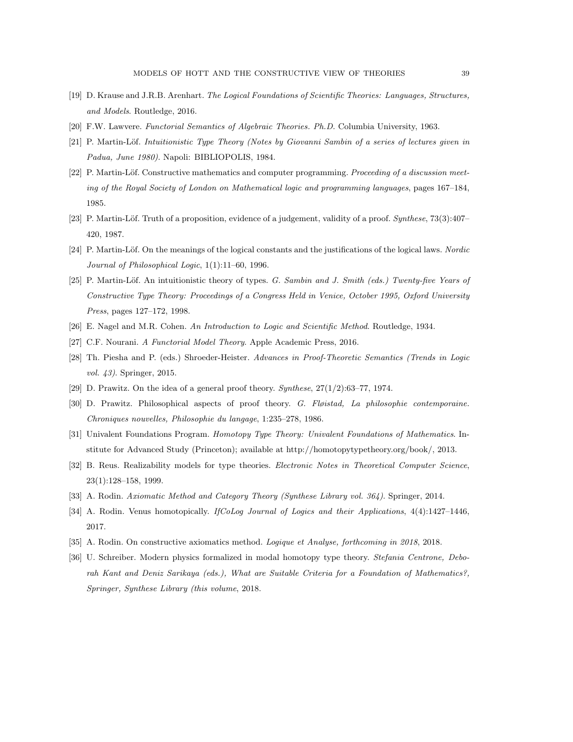[19] D. Krause and J.R.B. Arenhart. *The Logical Foundations of Scientific Theories: Languages, Structures, and Models*. Routledge, 2016.

[20] F.W. Lawvere. *Functorial Semantics of Algebraic Theories. Ph.D.* Columbia University, 1963.

[21] P. Martin-Löf. *Intuitionistic Type Theory (Notes by Giovanni Sambin of a series of lectures given in Padua, June 1980)*. Napoli: BIBLIOPOLIS, 1984.

[22] P. Martin-Löf. Constructive mathematics and computer programming. *Proceeding of a discussion meeting of the Royal Society of London on Mathematical logic and programming languages*, pages 167–184, 1985.

[23] P. Martin-Löf. Truth of a proposition, evidence of a judgement, validity of a proof. *Synthese*, 73(3):407–420, 1987.

[24] P. Martin-Löf. On the meanings of the logical constants and the justifications of the logical laws. *Nordic Journal of Philosophical Logic*, 1(1):11–60, 1996.

[25] P. Martin-Löf. An intuitionistic theory of types. *G. Sambin and J. Smith (eds.) Twenty-five Years of Constructive Type Theory: Proceedings of a Congress Held in Venice, October 1995, Oxford University Press*, pages 127–172, 1998.

[26] E. Nagel and M.R. Cohen. *An Introduction to Logic and Scientific Method*. Routledge, 1934.

[27] C.F. Nourani. *A Functorial Model Theory*. Apple Academic Press, 2016.

[28] Th. Piesha and P. (eds.) Shroeder-Heister. *Advances in Proof-Theoretic Semantics (Trends in Logic vol. 43)*. Springer, 2015.

[29] D. Prawitz. On the idea of a general proof theory. *Synthese*, 27(1/2):63–77, 1974.

[30] D. Prawitz. Philosophical aspects of proof theory. *G. Fløistad, La philosophie contemporaine. Chroniques nouvelles, Philosophie du langage*, 1:235–278, 1986.

[31] Univalent Foundations Program. *Homotopy Type Theory: Univalent Foundations of Mathematics*. Institute for Advanced Study (Princeton); available at http://homotopytypetheory.org/book/, 2013.

[32] B. Reus. Realizability models for type theories. *Electronic Notes in Theoretical Computer Science*, 23(1):128–158, 1999.

[33] A. Rodin. *Axiomatic Method and Category Theory (Synthese Library vol. 364)*. Springer, 2014.

[34] A. Rodin. Venus homotopically. *IfCoLog Journal of Logics and their Applications*, 4(4):1427–1446, 2017.

[35] A. Rodin. On constructive axiomatics method. *Logique et Analyse, forthcoming in 2018*, 2018.

[36] U. Schreiber. Modern physics formalized in modal homotopy type theory. *Stefania Centrone, Deborah Kant and Deniz Sarikaya (eds.), What are Suitable Criteria for a Foundation of Mathematics?, Springer, Synthese Library (this volume*, 2018.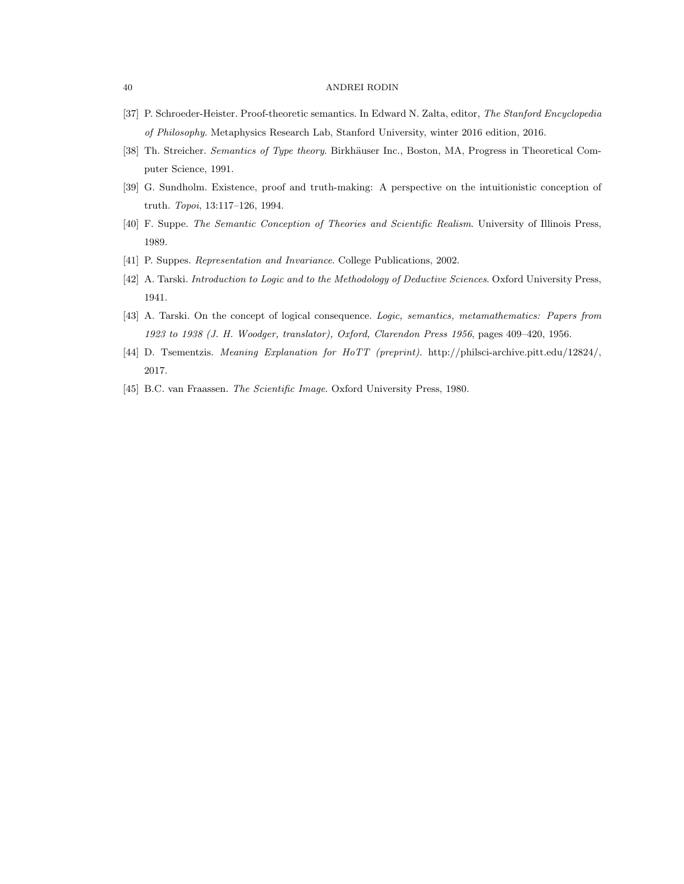[37] P. Schroeder-Heister. Proof-theoretic semantics. In Edward N. Zalta, editor, *The Stanford Encyclopedia of Philosophy*. Metaphysics Research Lab, Stanford University, winter 2016 edition, 2016.

[38] Th. Streicher. *Semantics of Type theory*. Birkhäuser Inc., Boston, MA, Progress in Theoretical Computer Science, 1991.

[39] G. Sundholm. Existence, proof and truth-making: A perspective on the intuitionistic conception of truth. *Topoi*, 13:117–126, 1994.

[40] F. Suppe. *The Semantic Conception of Theories and Scientific Realism*. University of Illinois Press, 1989.

[41] P. Suppes. *Representation and Invariance*. College Publications, 2002.

[42] A. Tarski. *Introduction to Logic and to the Methodology of Deductive Sciences*. Oxford University Press, 1941.

[43] A. Tarski. On the concept of logical consequence. *Logic, semantics, metamathematics: Papers from 1923 to 1938 (J. H. Woodger, translator), Oxford, Clarendon Press 1956*, pages 409–420, 1956.

[44] D. Tsementzis. *Meaning Explanation for HoTT (preprint).* http://philsci-archive.pitt.edu/12824/, 2017.

[45] B.C. van Fraassen. *The Scientific Image*. Oxford University Press, 1980.